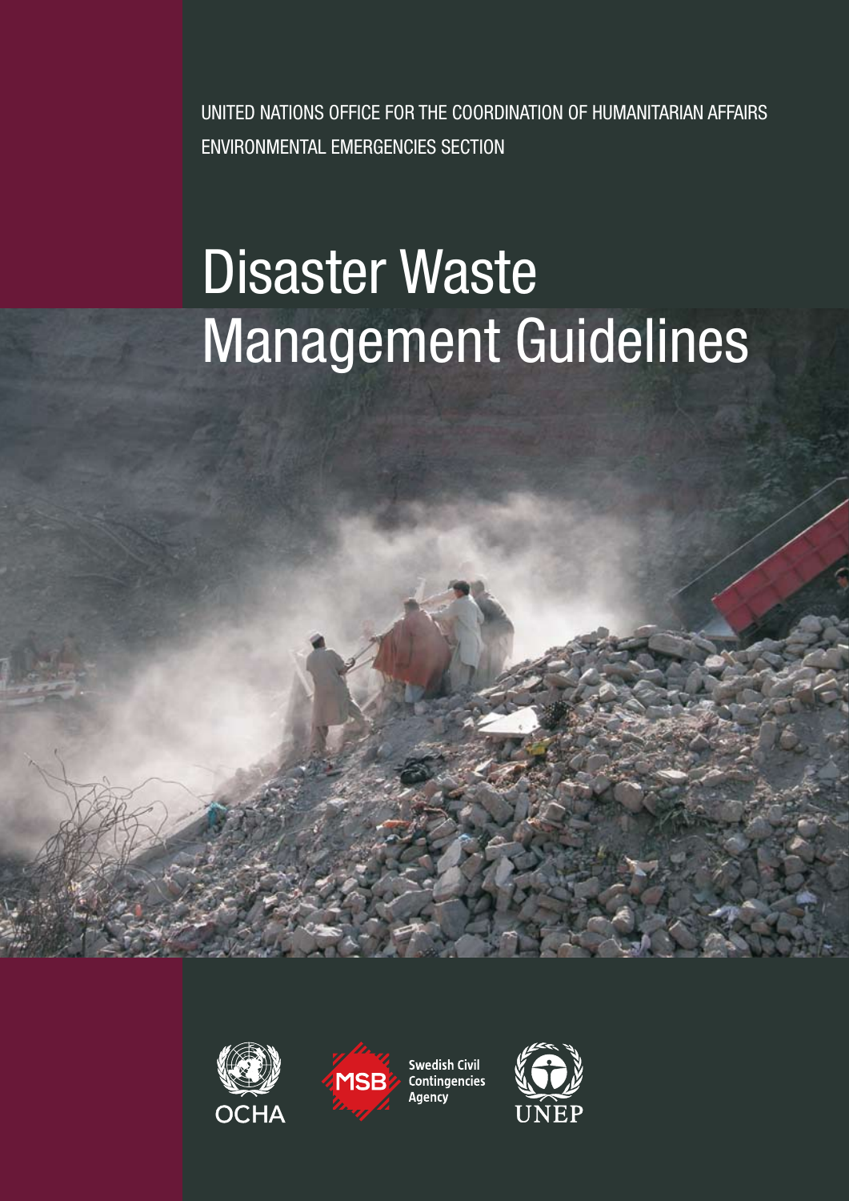UNITED NATIONS OFFICE FOR THE COORDINATION OF HUMANITARIAN AFFAIRS
ENVIRONMENTAL EMERGENCIES SECTION

# Disaster Waste Management Guidelines

OCHA

MSB Swedish Civil Contingencies Agency

UNEP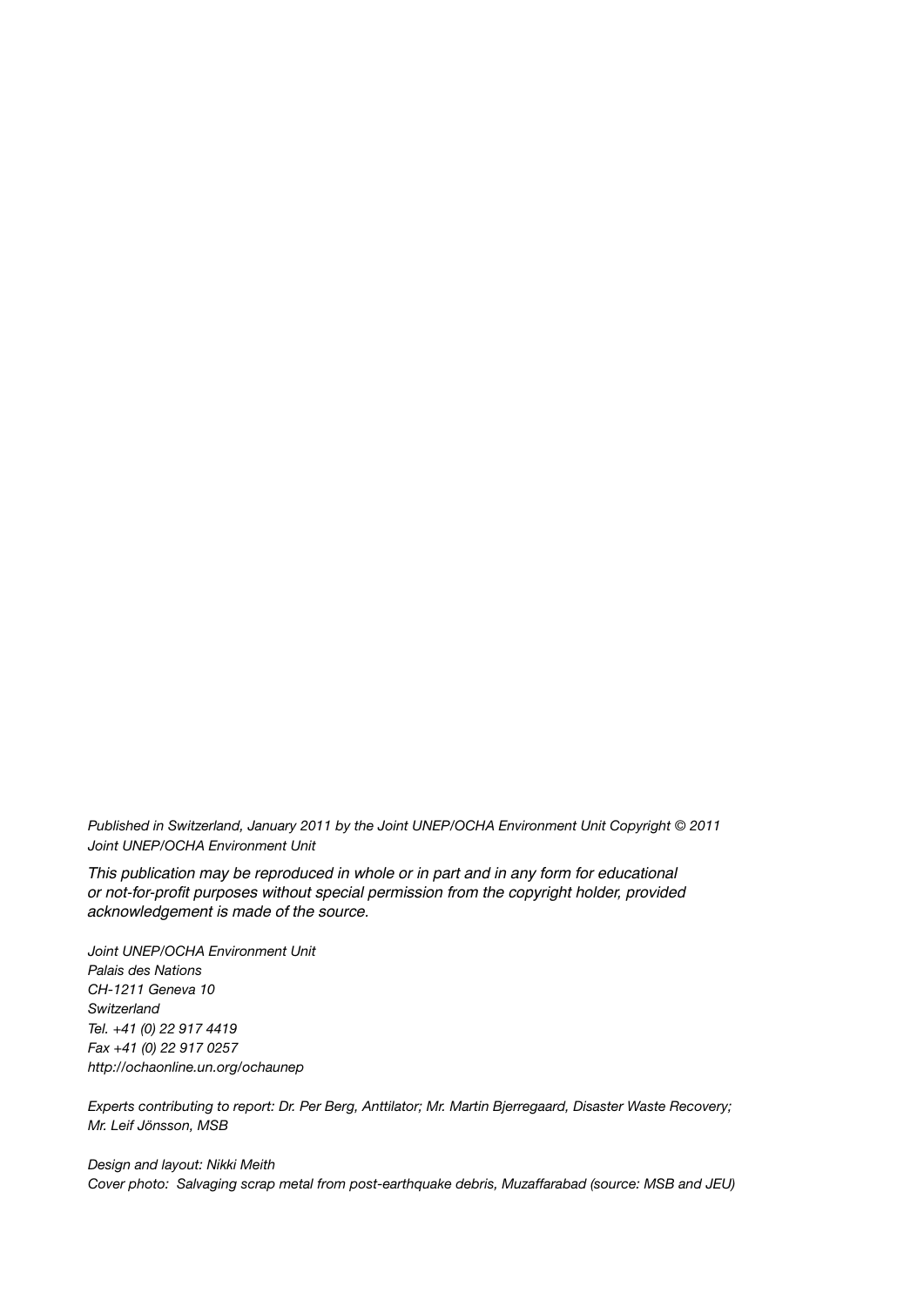*Published in Switzerland, January 2011 by the Joint UNEP/OCHA Environment Unit Copyright © 2011 Joint UNEP/OCHA Environment Unit*

*This publication may be reproduced in whole or in part and in any form for educational or not-for-profit purposes without special permission from the copyright holder, provided acknowledgement is made of the source.*

*Joint UNEP/OCHA Environment Unit*
*Palais des Nations*
*CH-1211 Geneva 10*
*Switzerland*
*Tel. +41 (0) 22 917 4419*
*Fax +41 (0) 22 917 0257*
*http://ochaonline.un.org/ochaunep*

*Experts contributing to report: Dr. Per Berg, Anttilator; Mr. Martin Bjerregaard, Disaster Waste Recovery; Mr. Leif Jönsson, MSB*

*Design and layout: Nikki Meith*
*Cover photo: Salvaging scrap metal from post-earthquake debris, Muzaffarabad (source: MSB and JEU)*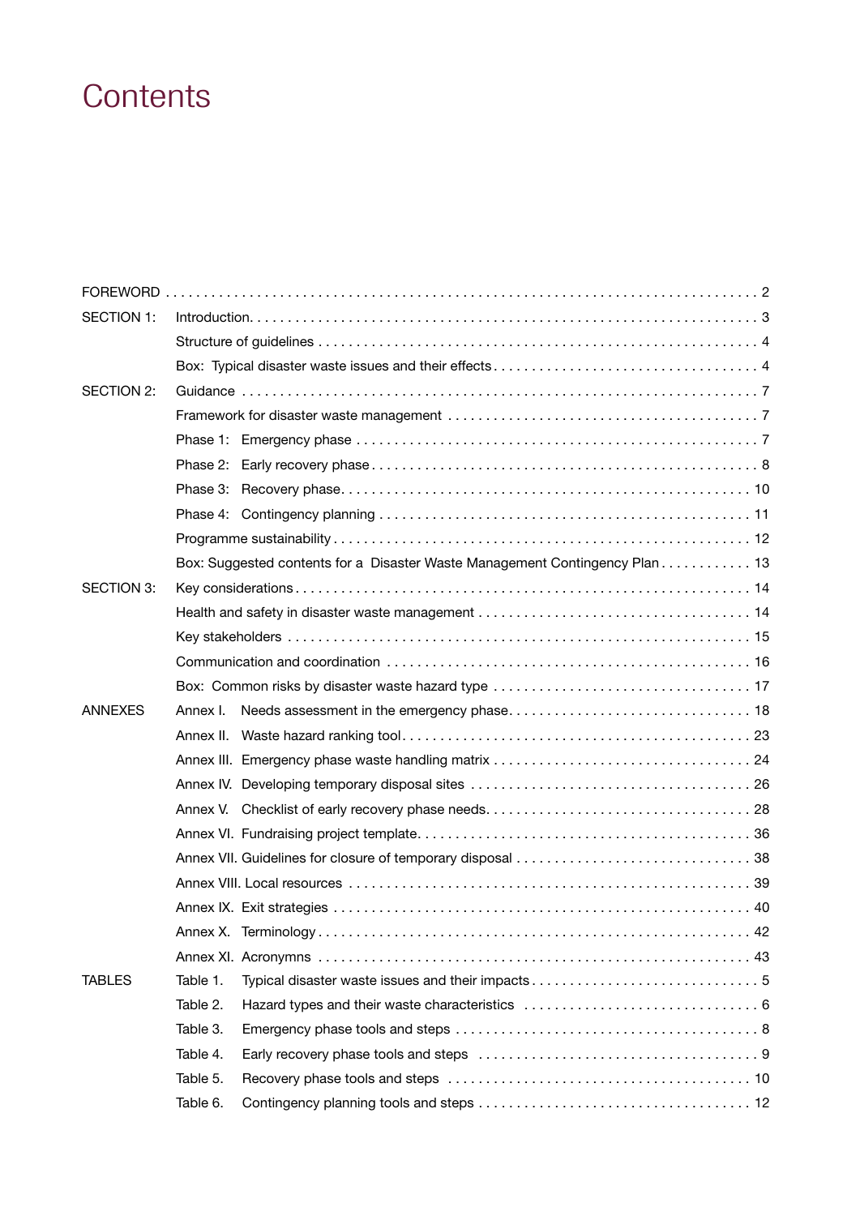# Contents

| | | |
|---|---|---|
| FOREWORD | | 2 |
| SECTION 1: | Introduction | 3 |
| | Structure of guidelines | 4 |
| | Box: Typical disaster waste issues and their effects | 4 |
| SECTION 2: | Guidance | 7 |
| | Framework for disaster waste management | 7 |
| | Phase 1: Emergency phase | 7 |
| | Phase 2: Early recovery phase | 8 |
| | Phase 3: Recovery phase | 10 |
| | Phase 4: Contingency planning | 11 |
| | Programme sustainability | 12 |
| | Box: Suggested contents for a Disaster Waste Management Contingency Plan | 13 |
| SECTION 3: | Key considerations | 14 |
| | Health and safety in disaster waste management | 14 |
| | Key stakeholders | 15 |
| | Communication and coordination | 16 |
| | Box: Common risks by disaster waste hazard type | 17 |
| ANNEXES | Annex I. Needs assessment in the emergency phase | 18 |
| | Annex II. Waste hazard ranking tool | 23 |
| | Annex III. Emergency phase waste handling matrix | 24 |
| | Annex IV. Developing temporary disposal sites | 26 |
| | Annex V. Checklist of early recovery phase needs | 28 |
| | Annex VI. Fundraising project template | 36 |
| | Annex VII. Guidelines for closure of temporary disposal | 38 |
| | Annex VIII. Local resources | 39 |
| | Annex IX. Exit strategies | 40 |
| | Annex X. Terminology | 42 |
| | Annex XI. Acronymns | 43 |
| TABLES | Table 1. Typical disaster waste issues and their impacts | 5 |
| | Table 2. Hazard types and their waste characteristics | 6 |
| | Table 3. Emergency phase tools and steps | 8 |
| | Table 4. Early recovery phase tools and steps | 9 |
| | Table 5. Recovery phase tools and steps | 10 |
| | Table 6. Contingency planning tools and steps | 12 |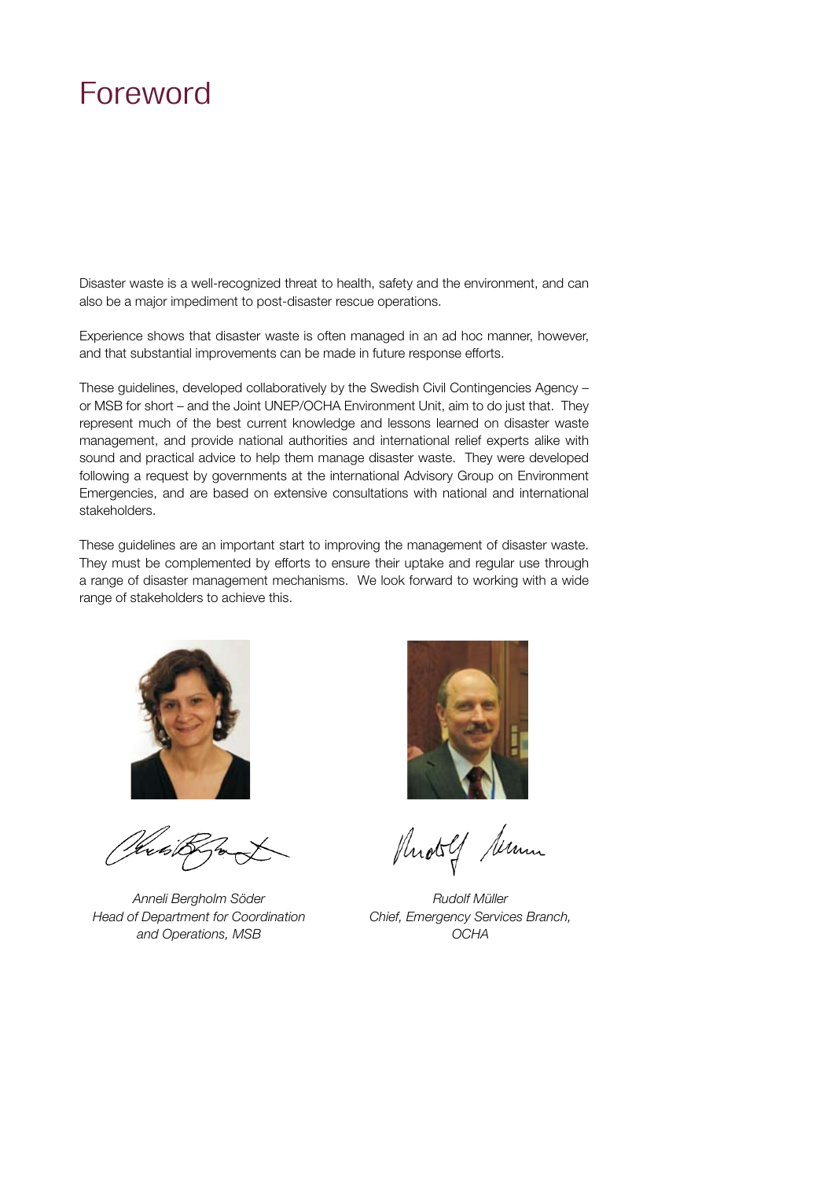# Foreword

Disaster waste is a well-recognized threat to health, safety and the environment, and can also be a major impediment to post-disaster rescue operations.

Experience shows that disaster waste is often managed in an ad hoc manner, however, and that substantial improvements can be made in future response efforts.

These guidelines, developed collaboratively by the Swedish Civil Contingencies Agency – or MSB for short – and the Joint UNEP/OCHA Environment Unit, aim to do just that. They represent much of the best current knowledge and lessons learned on disaster waste management, and provide national authorities and international relief experts alike with sound and practical advice to help them manage disaster waste. They were developed following a request by governments at the international Advisory Group on Environment Emergencies, and are based on extensive consultations with national and international stakeholders.

These guidelines are an important start to improving the management of disaster waste. They must be complemented by efforts to ensure their uptake and regular use through a range of disaster management mechanisms. We look forward to working with a wide range of stakeholders to achieve this.

*Anneli Bergholm Söder*
*Head of Department for Coordination and Operations, MSB*

*Rudolf Müller*
*Chief, Emergency Services Branch, OCHA*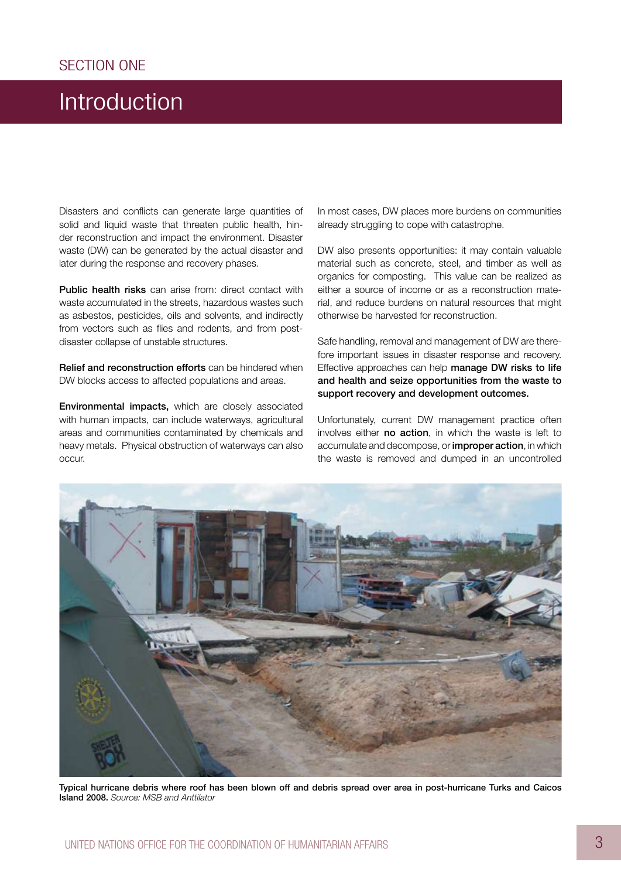SECTION ONE

# Introduction

Disasters and conflicts can generate large quantities of solid and liquid waste that threaten public health, hinder reconstruction and impact the environment. Disaster waste (DW) can be generated by the actual disaster and later during the response and recovery phases.

**Public health risks** can arise from: direct contact with waste accumulated in the streets, hazardous wastes such as asbestos, pesticides, oils and solvents, and indirectly from vectors such as flies and rodents, and from post-disaster collapse of unstable structures.

**Relief and reconstruction efforts** can be hindered when DW blocks access to affected populations and areas.

**Environmental impacts,** which are closely associated with human impacts, can include waterways, agricultural areas and communities contaminated by chemicals and heavy metals. Physical obstruction of waterways can also occur.

In most cases, DW places more burdens on communities already struggling to cope with catastrophe.

DW also presents opportunities: it may contain valuable material such as concrete, steel, and timber as well as organics for composting. This value can be realized as either a source of income or as a reconstruction material, and reduce burdens on natural resources that might otherwise be harvested for reconstruction.

Safe handling, removal and management of DW are therefore important issues in disaster response and recovery. Effective approaches can help **manage DW risks to life and health and seize opportunities from the waste to support recovery and development outcomes.**

Unfortunately, current DW management practice often involves either **no action**, in which the waste is left to accumulate and decompose, or **improper action**, in which the waste is removed and dumped in an uncontrolled

**Typical hurricane debris where roof has been blown off and debris spread over area in post-hurricane Turks and Caicos Island 2008.** *Source: MSB and Anttilator*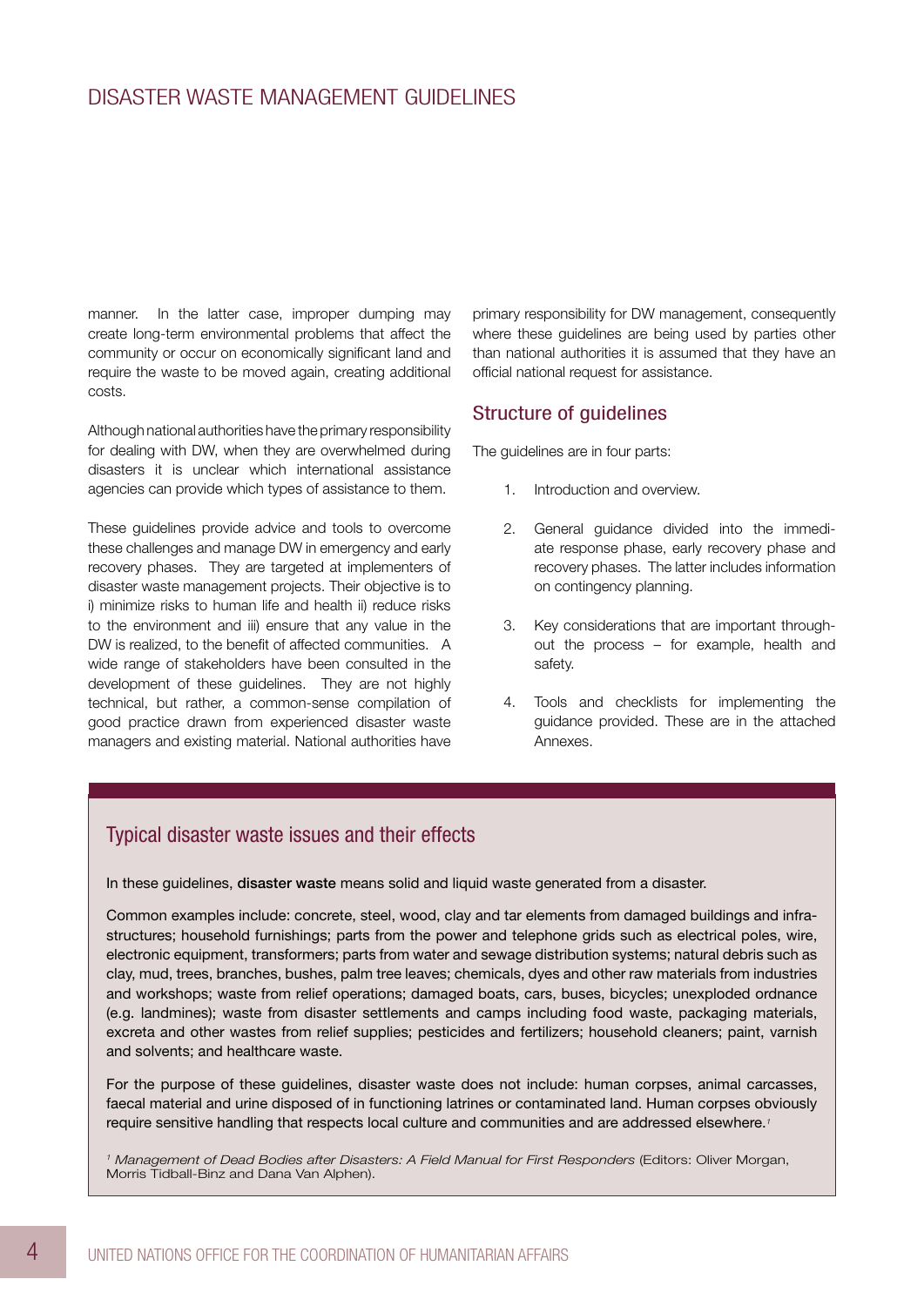manner. In the latter case, improper dumping may create long-term environmental problems that affect the community or occur on economically significant land and require the waste to be moved again, creating additional costs.

Although national authorities have the primary responsibility for dealing with DW, when they are overwhelmed during disasters it is unclear which international assistance agencies can provide which types of assistance to them.

These guidelines provide advice and tools to overcome these challenges and manage DW in emergency and early recovery phases. They are targeted at implementers of disaster waste management projects. Their objective is to i) minimize risks to human life and health ii) reduce risks to the environment and iii) ensure that any value in the DW is realized, to the benefit of affected communities. A wide range of stakeholders have been consulted in the development of these guidelines. They are not highly technical, but rather, a common-sense compilation of good practice drawn from experienced disaster waste managers and existing material. National authorities have primary responsibility for DW management, consequently where these guidelines are being used by parties other than national authorities it is assumed that they have an official national request for assistance.

## Structure of guidelines

The guidelines are in four parts:

1. Introduction and overview.
2. General guidance divided into the immediate response phase, early recovery phase and recovery phases. The latter includes information on contingency planning.
3. Key considerations that are important throughout the process – for example, health and safety.
4. Tools and checklists for implementing the guidance provided. These are in the attached Annexes.

## Typical disaster waste issues and their effects

In these guidelines, **disaster waste** means solid and liquid waste generated from a disaster.

Common examples include: concrete, steel, wood, clay and tar elements from damaged buildings and infrastructures; household furnishings; parts from the power and telephone grids such as electrical poles, wire, electronic equipment, transformers; parts from water and sewage distribution systems; natural debris such as clay, mud, trees, branches, bushes, palm tree leaves; chemicals, dyes and other raw materials from industries and workshops; waste from relief operations; damaged boats, cars, buses, bicycles; unexploded ordnance (e.g. landmines); waste from disaster settlements and camps including food waste, packaging materials, excreta and other wastes from relief supplies; pesticides and fertilizers; household cleaners; paint, varnish and solvents; and healthcare waste.

For the purpose of these guidelines, disaster waste does not include: human corpses, animal carcasses, faecal material and urine disposed of in functioning latrines or contaminated land. Human corpses obviously require sensitive handling that respects local culture and communities and are addressed elsewhere.[1]

[1] *Management of Dead Bodies after Disasters: A Field Manual for First Responders* (Editors: Oliver Morgan, Morris Tidball-Binz and Dana Van Alphen).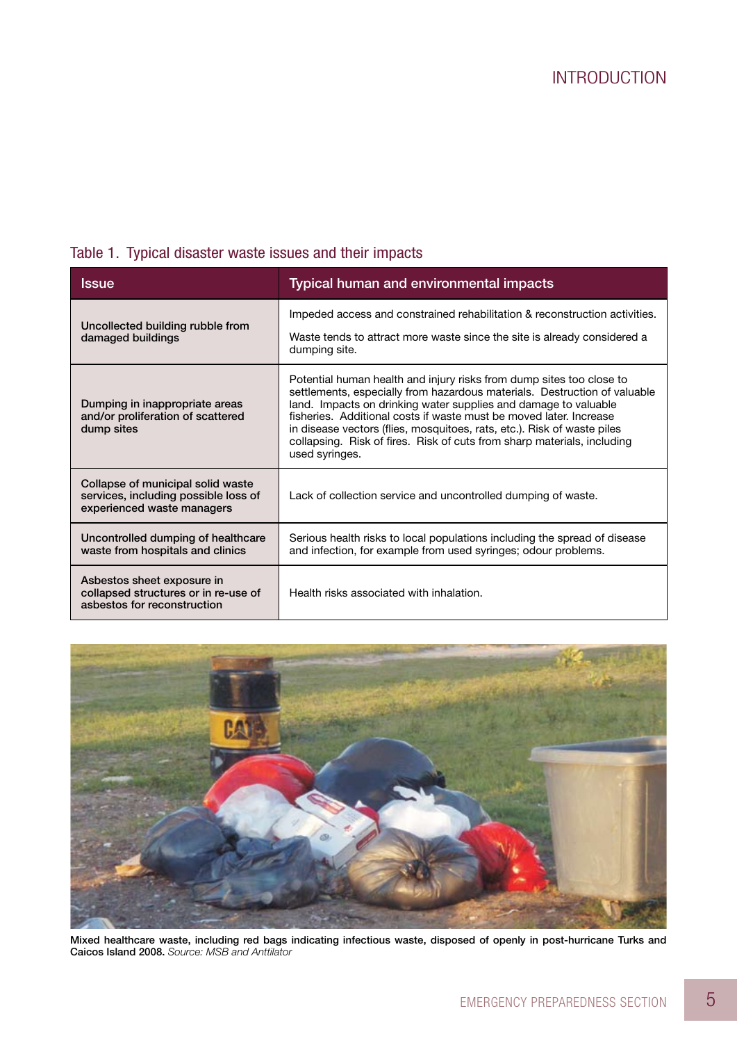Table 1. Typical disaster waste issues and their impacts

| Issue | Typical human and environmental impacts |
|---|---|
| Uncollected building rubble from damaged buildings | Impeded access and constrained rehabilitation & reconstruction activities. Waste tends to attract more waste since the site is already considered a dumping site. |
| Dumping in inappropriate areas and/or proliferation of scattered dump sites | Potential human health and injury risks from dump sites too close to settlements, especially from hazardous materials. Destruction of valuable land. Impacts on drinking water supplies and damage to valuable fisheries. Additional costs if waste must be moved later. Increase in disease vectors (flies, mosquitoes, rats, etc.). Risk of waste piles collapsing. Risk of fires. Risk of cuts from sharp materials, including used syringes. |
| Collapse of municipal solid waste services, including possible loss of experienced waste managers | Lack of collection service and uncontrolled dumping of waste. |
| Uncontrolled dumping of healthcare waste from hospitals and clinics | Serious health risks to local populations including the spread of disease and infection, for example from used syringes; odour problems. |
| Asbestos sheet exposure in collapsed structures or in re-use of asbestos for reconstruction | Health risks associated with inhalation. |

**Mixed healthcare waste, including red bags indicating infectious waste, disposed of openly in post-hurricane Turks and Caicos Island 2008.** *Source: MSB and Anttilator*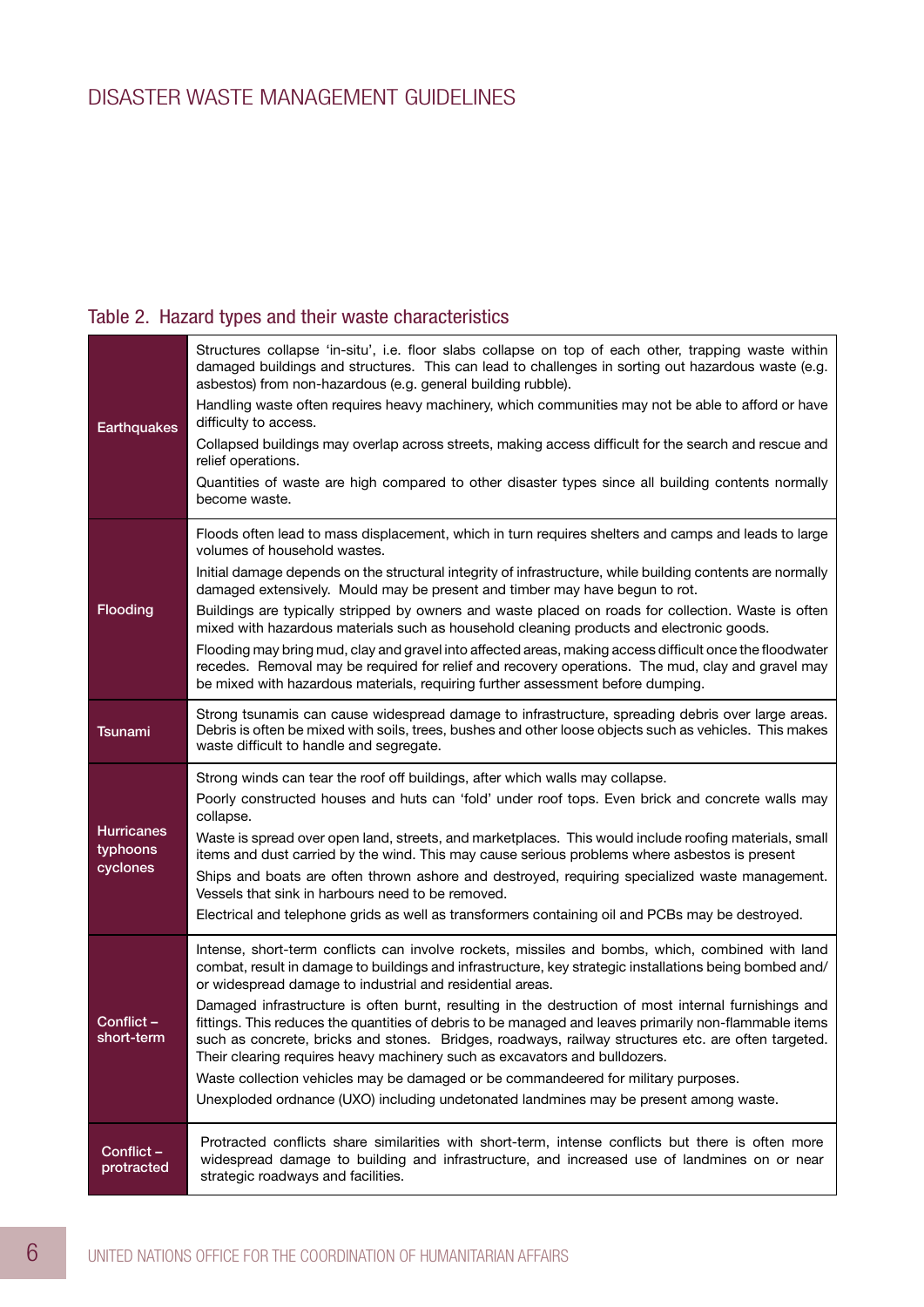Table 2. Hazard types and their waste characteristics

| | |
|---|---|
| **Earthquakes** | Structures collapse 'in-situ', i.e. floor slabs collapse on top of each other, trapping waste within damaged buildings and structures. This can lead to challenges in sorting out hazardous waste (e.g. asbestos) from non-hazardous (e.g. general building rubble).<br>Handling waste often requires heavy machinery, which communities may not be able to afford or have difficulty to access.<br>Collapsed buildings may overlap across streets, making access difficult for the search and rescue and relief operations.<br>Quantities of waste are high compared to other disaster types since all building contents normally become waste. |
| **Flooding** | Floods often lead to mass displacement, which in turn requires shelters and camps and leads to large volumes of household wastes.<br>Initial damage depends on the structural integrity of infrastructure, while building contents are normally damaged extensively. Mould may be present and timber may have begun to rot.<br>Buildings are typically stripped by owners and waste placed on roads for collection. Waste is often mixed with hazardous materials such as household cleaning products and electronic goods.<br>Flooding may bring mud, clay and gravel into affected areas, making access difficult once the floodwater recedes. Removal may be required for relief and recovery operations. The mud, clay and gravel may be mixed with hazardous materials, requiring further assessment before dumping. |
| **Tsunami** | Strong tsunamis can cause widespread damage to infrastructure, spreading debris over large areas. Debris is often be mixed with soils, trees, bushes and other loose objects such as vehicles. This makes waste difficult to handle and segregate. |
| **Hurricanes typhoons cyclones** | Strong winds can tear the roof off buildings, after which walls may collapse.<br>Poorly constructed houses and huts can 'fold' under roof tops. Even brick and concrete walls may collapse.<br>Waste is spread over open land, streets, and marketplaces. This would include roofing materials, small items and dust carried by the wind. This may cause serious problems where asbestos is present<br>Ships and boats are often thrown ashore and destroyed, requiring specialized waste management. Vessels that sink in harbours need to be removed.<br>Electrical and telephone grids as well as transformers containing oil and PCBs may be destroyed. |
| **Conflict – short-term** | Intense, short-term conflicts can involve rockets, missiles and bombs, which, combined with land combat, result in damage to buildings and infrastructure, key strategic installations being bombed and/or widespread damage to industrial and residential areas.<br>Damaged infrastructure is often burnt, resulting in the destruction of most internal furnishings and fittings. This reduces the quantities of debris to be managed and leaves primarily non-flammable items such as concrete, bricks and stones. Bridges, roadways, railway structures etc. are often targeted. Their clearing requires heavy machinery such as excavators and bulldozers.<br>Waste collection vehicles may be damaged or be commandeered for military purposes.<br>Unexploded ordnance (UXO) including undetonated landmines may be present among waste. |
| **Conflict – protracted** | Protracted conflicts share similarities with short-term, intense conflicts but there is often more widespread damage to building and infrastructure, and increased use of landmines on or near strategic roadways and facilities. |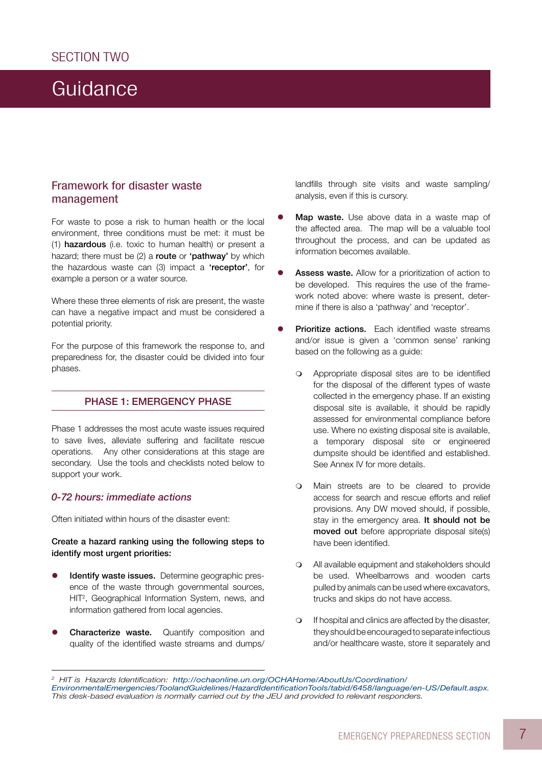SECTION TWO

# Guidance

## Framework for disaster waste management

For waste to pose a risk to human health or the local environment, three conditions must be met: it must be (1) **hazardous** (i.e. toxic to human health) or present a hazard; there must be (2) a **route** or **'pathway'** by which the hazardous waste can (3) impact a **'receptor'**, for example a person or a water source.

Where these three elements of risk are present, the waste can have a negative impact and must be considered a potential priority.

For the purpose of this framework the response to, and preparedness for, the disaster could be divided into four phases.

### PHASE 1: EMERGENCY PHASE

Phase 1 addresses the most acute waste issues required to save lives, alleviate suffering and facilitate rescue operations. Any other considerations at this stage are secondary. Use the tools and checklists noted below to support your work.

#### *0-72 hours: immediate actions*

Often initiated within hours of the disaster event:

**Create a hazard ranking using the following steps to identify most urgent priorities:**

- **Identify waste issues.** Determine geographic presence of the waste through governmental sources, HIT[2], Geographical Information System, news, and information gathered from local agencies.
- **Characterize waste.** Quantify composition and quality of the identified waste streams and dumps/landfills through site visits and waste sampling/analysis, even if this is cursory.
- **Map waste.** Use above data in a waste map of the affected area. The map will be a valuable tool throughout the process, and can be updated as information becomes available.
- **Assess waste.** Allow for a prioritization of action to be developed. This requires the use of the framework noted above: where waste is present, determine if there is also a 'pathway' and 'receptor'.
- **Prioritize actions.** Each identified waste streams and/or issue is given a 'common sense' ranking based on the following as a guide:
    - Appropriate disposal sites are to be identified for the disposal of the different types of waste collected in the emergency phase. If an existing disposal site is available, it should be rapidly assessed for environmental compliance before use. Where no existing disposal site is available, a temporary disposal site or engineered dumpsite should be identified and established. See Annex IV for more details.
    - Main streets are to be cleared to provide access for search and rescue efforts and relief provisions. Any DW moved should, if possible, stay in the emergency area. **It should not be moved out** before appropriate disposal site(s) have been identified.
    - All available equipment and stakeholders should be used. Wheelbarrows and wooden carts pulled by animals can be used where excavators, trucks and skips do not have access.
    - If hospital and clinics are affected by the disaster, they should be encouraged to separate infectious and/or healthcare waste, store it separately and

---

[2] *HIT is Hazards Identification: http://ochaonline.un.org/OCHAHome/AboutUs/Coordination/EnvironmentalEmergencies/ToolandGuidelines/HazardIdentificationTools/tabid/6458/language/en-US/Default.aspx. This desk-based evaluation is normally carried out by the JEU and provided to relevant responders.*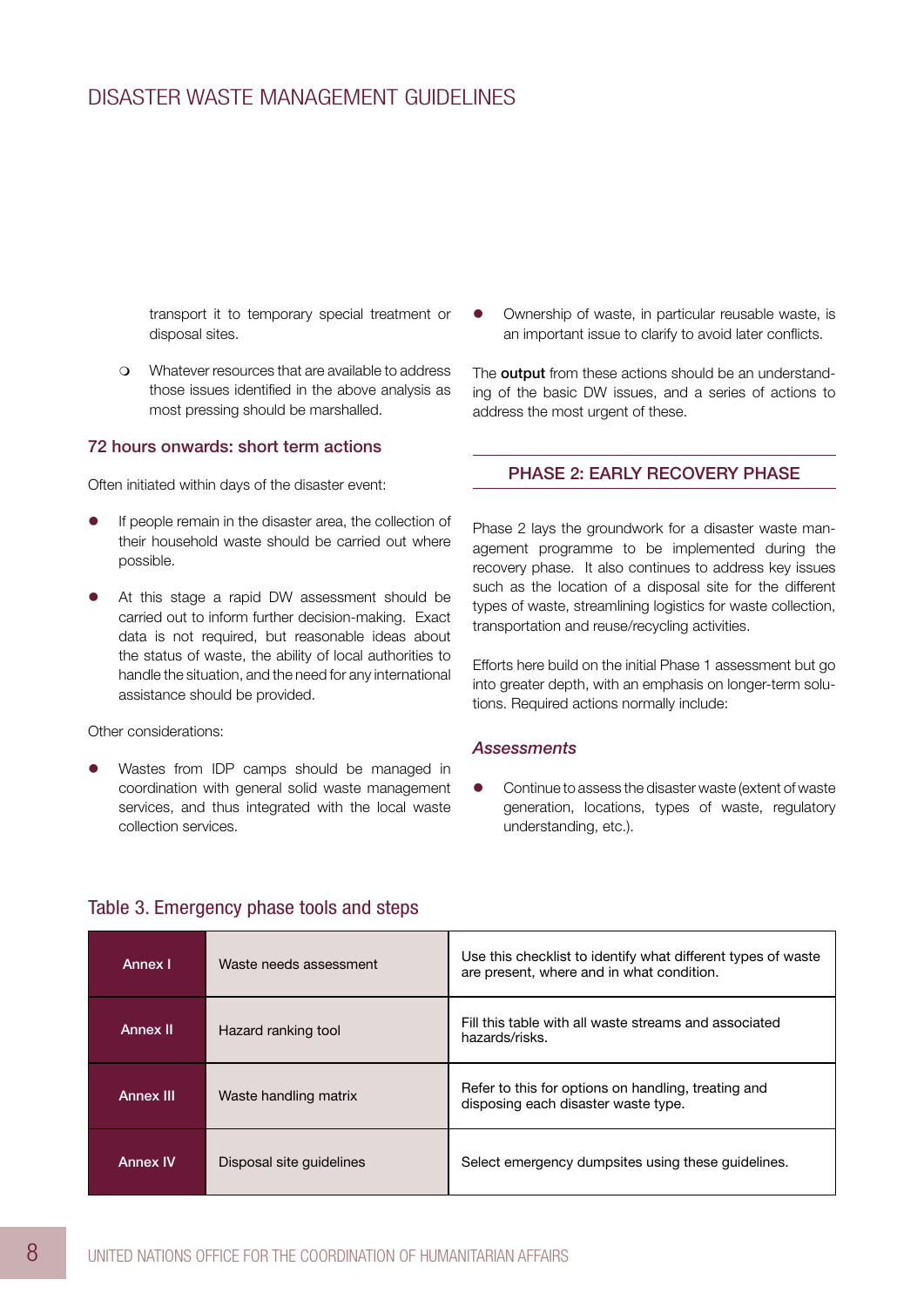transport it to temporary special treatment or disposal sites.

- Whatever resources that are available to address those issues identified in the above analysis as most pressing should be marshalled.

### 72 hours onwards: short term actions

Often initiated within days of the disaster event:

- If people remain in the disaster area, the collection of their household waste should be carried out where possible.
- At this stage a rapid DW assessment should be carried out to inform further decision-making. Exact data is not required, but reasonable ideas about the status of waste, the ability of local authorities to handle the situation, and the need for any international assistance should be provided.

Other considerations:

- Wastes from IDP camps should be managed in coordination with general solid waste management services, and thus integrated with the local waste collection services.
- Ownership of waste, in particular reusable waste, is an important issue to clarify to avoid later conflicts.

The **output** from these actions should be an understanding of the basic DW issues, and a series of actions to address the most urgent of these.

## PHASE 2: EARLY RECOVERY PHASE

Phase 2 lays the groundwork for a disaster waste management programme to be implemented during the recovery phase. It also continues to address key issues such as the location of a disposal site for the different types of waste, streamlining logistics for waste collection, transportation and reuse/recycling activities.

Efforts here build on the initial Phase 1 assessment but go into greater depth, with an emphasis on longer-term solutions. Required actions normally include:

### *Assessments*

- Continue to assess the disaster waste (extent of waste generation, locations, types of waste, regulatory understanding, etc.).

### Table 3. Emergency phase tools and steps

| | | |
|---|---|---|
| Annex I | Waste needs assessment | Use this checklist to identify what different types of waste are present, where and in what condition. |
| Annex II | Hazard ranking tool | Fill this table with all waste streams and associated hazards/risks. |
| Annex III | Waste handling matrix | Refer to this for options on handling, treating and disposing each disaster waste type. |
| Annex IV | Disposal site guidelines | Select emergency dumpsites using these guidelines. |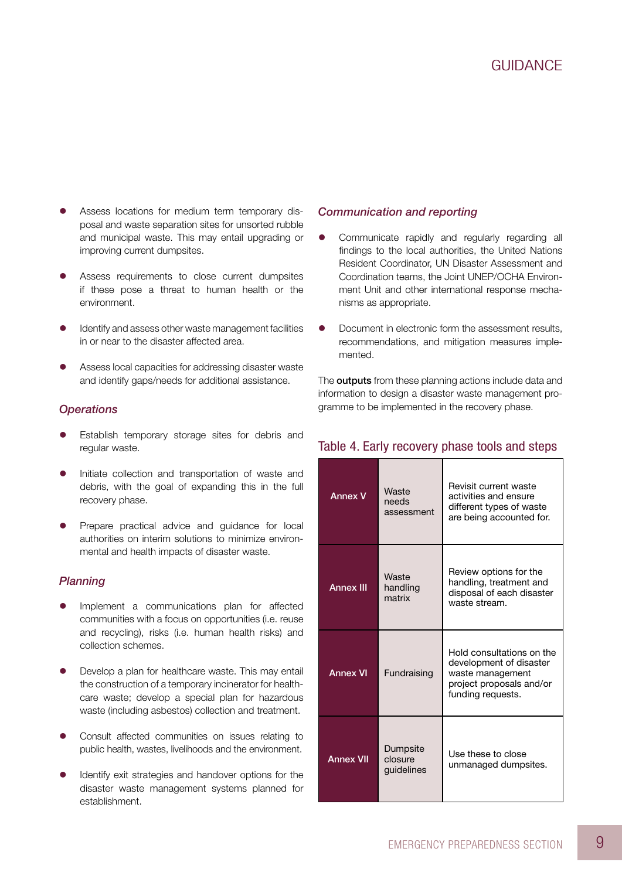- Assess locations for medium term temporary disposal and waste separation sites for unsorted rubble and municipal waste. This may entail upgrading or improving current dumpsites.
- Assess requirements to close current dumpsites if these pose a threat to human health or the environment.
- Identify and assess other waste management facilities in or near to the disaster affected area.
- Assess local capacities for addressing disaster waste and identify gaps/needs for additional assistance.

### *Operations*

- Establish temporary storage sites for debris and regular waste.
- Initiate collection and transportation of waste and debris, with the goal of expanding this in the full recovery phase.
- Prepare practical advice and guidance for local authorities on interim solutions to minimize environmental and health impacts of disaster waste.

### *Planning*

- Implement a communications plan for affected communities with a focus on opportunities (i.e. reuse and recycling), risks (i.e. human health risks) and collection schemes.
- Develop a plan for healthcare waste. This may entail the construction of a temporary incinerator for healthcare waste; develop a special plan for hazardous waste (including asbestos) collection and treatment.
- Consult affected communities on issues relating to public health, wastes, livelihoods and the environment.
- Identify exit strategies and handover options for the disaster waste management systems planned for establishment.

### *Communication and reporting*

- Communicate rapidly and regularly regarding all findings to the local authorities, the United Nations Resident Coordinator, UN Disaster Assessment and Coordination teams, the Joint UNEP/OCHA Environment Unit and other international response mechanisms as appropriate.
- Document in electronic form the assessment results, recommendations, and mitigation measures implemented.

The **outputs** from these planning actions include data and information to design a disaster waste management programme to be implemented in the recovery phase.

## Table 4. Early recovery phase tools and steps

| | | |
|---|---|---|
| Annex V | Waste needs assessment | Revisit current waste activities and ensure different types of waste are being accounted for. |
| Annex III | Waste handling matrix | Review options for the handling, treatment and disposal of each disaster waste stream. |
| Annex VI | Fundraising | Hold consultations on the development of disaster waste management project proposals and/or funding requests. |
| Annex VII | Dumpsite closure guidelines | Use these to close unmanaged dumpsites. |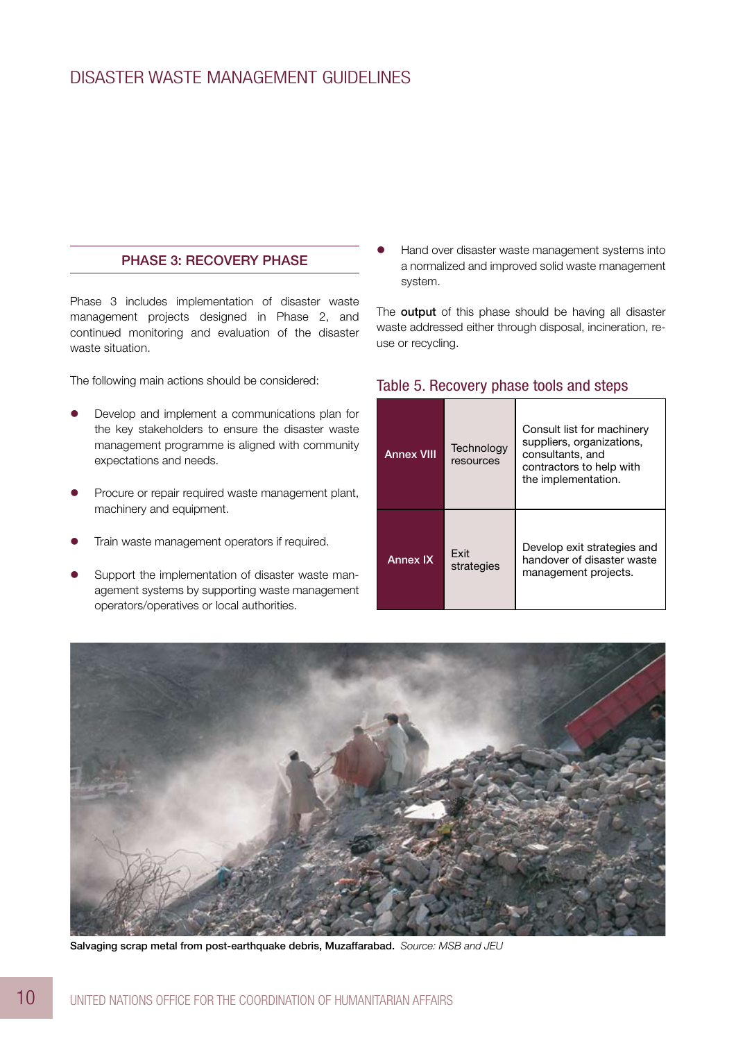## PHASE 3: RECOVERY PHASE

Phase 3 includes implementation of disaster waste management projects designed in Phase 2, and continued monitoring and evaluation of the disaster waste situation.

The following main actions should be considered:

- Develop and implement a communications plan for the key stakeholders to ensure the disaster waste management programme is aligned with community expectations and needs.
- Procure or repair required waste management plant, machinery and equipment.
- Train waste management operators if required.
- Support the implementation of disaster waste management systems by supporting waste management operators/operatives or local authorities.
- Hand over disaster waste management systems into a normalized and improved solid waste management system.

The **output** of this phase should be having all disaster waste addressed either through disposal, incineration, re-use or recycling.

### Table 5. Recovery phase tools and steps

| | | |
|---|---|---|
| Annex VIII | Technology resources | Consult list for machinery suppliers, organizations, consultants, and contractors to help with the implementation. |
| Annex IX | Exit strategies | Develop exit strategies and handover of disaster waste management projects. |

**Salvaging scrap metal from post-earthquake debris, Muzaffarabad.** *Source: MSB and JEU*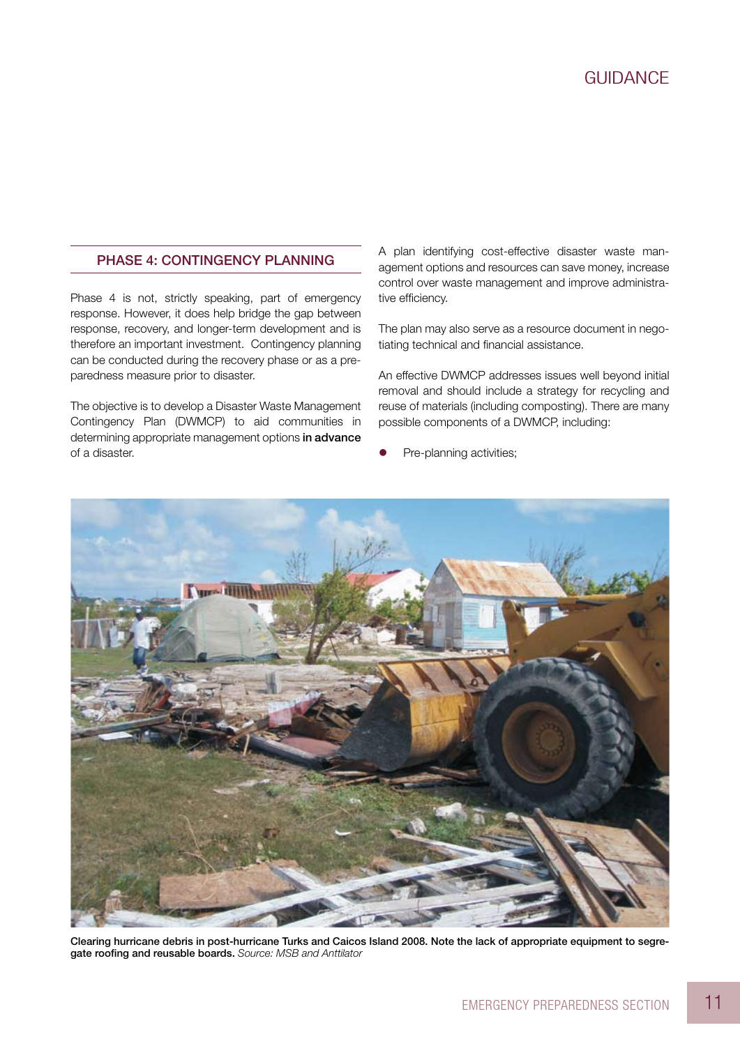## PHASE 4: CONTINGENCY PLANNING

Phase 4 is not, strictly speaking, part of emergency response. However, it does help bridge the gap between response, recovery, and longer-term development and is therefore an important investment. Contingency planning can be conducted during the recovery phase or as a preparedness measure prior to disaster.

The objective is to develop a Disaster Waste Management Contingency Plan (DWMCP) to aid communities in determining appropriate management options **in advance** of a disaster.

A plan identifying cost-effective disaster waste management options and resources can save money, increase control over waste management and improve administrative efficiency.

The plan may also serve as a resource document in negotiating technical and financial assistance.

An effective DWMCP addresses issues well beyond initial removal and should include a strategy for recycling and reuse of materials (including composting). There are many possible components of a DWMCP, including:

- Pre-planning activities;

**Clearing hurricane debris in post-hurricane Turks and Caicos Island 2008. Note the lack of appropriate equipment to segregate roofing and reusable boards.** *Source: MSB and Anttilator*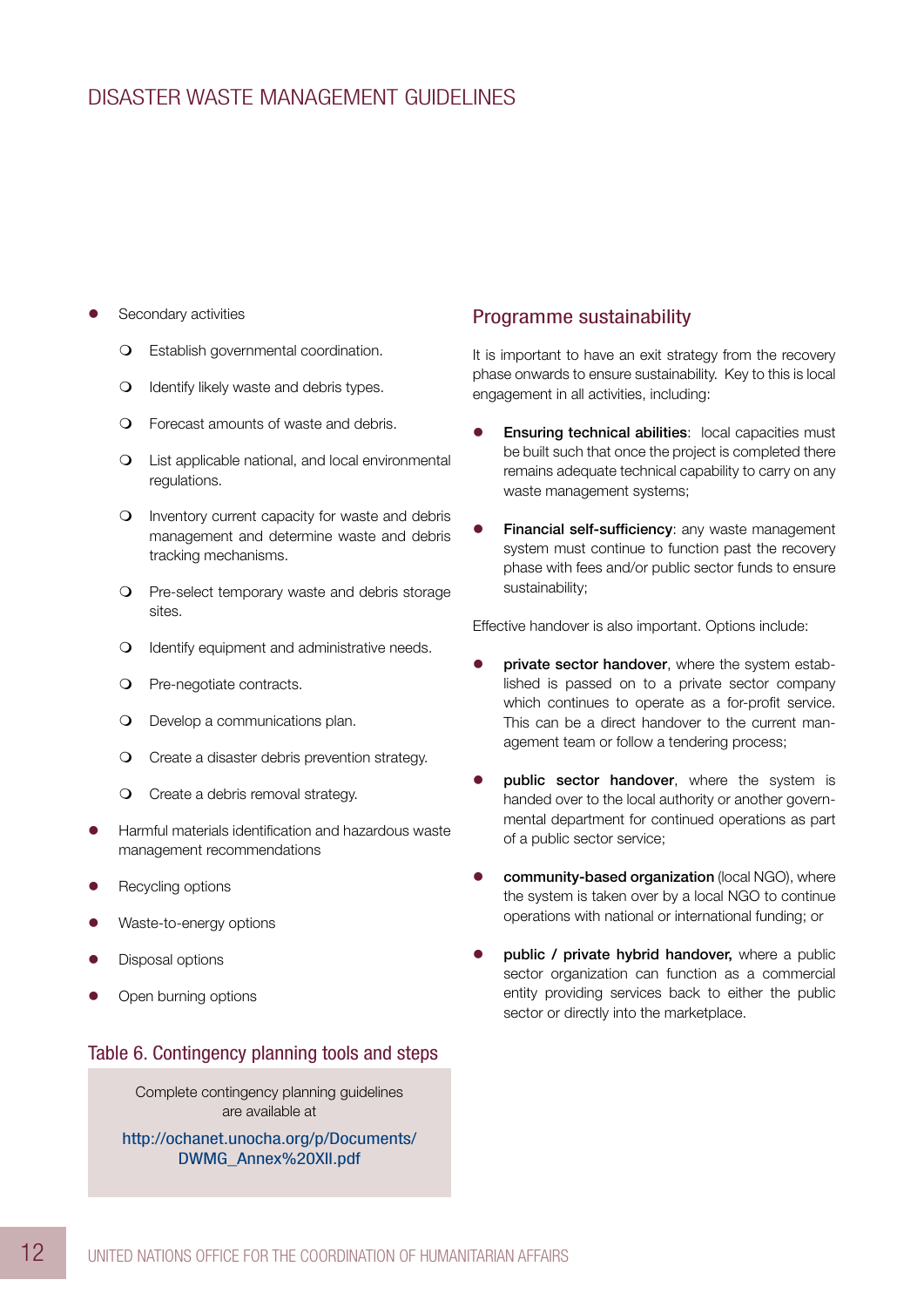- Secondary activities
  - Establish governmental coordination.
  - Identify likely waste and debris types.
  - Forecast amounts of waste and debris.
  - List applicable national, and local environmental regulations.
  - Inventory current capacity for waste and debris management and determine waste and debris tracking mechanisms.
  - Pre-select temporary waste and debris storage sites.
  - Identify equipment and administrative needs.
  - Pre-negotiate contracts.
  - Develop a communications plan.
  - Create a disaster debris prevention strategy.
  - Create a debris removal strategy.
- Harmful materials identification and hazardous waste management recommendations
- Recycling options
- Waste-to-energy options
- Disposal options
- Open burning options

## Table 6. Contingency planning tools and steps

| |
|---|
| Complete contingency planning guidelines are available at http://ochanet.unocha.org/p/Documents/DWMG_Annex%20XII.pdf |

## Programme sustainability

It is important to have an exit strategy from the recovery phase onwards to ensure sustainability. Key to this is local engagement in all activities, including:

- **Ensuring technical abilities**: local capacities must be built such that once the project is completed there remains adequate technical capability to carry on any waste management systems;
- **Financial self-sufficiency**: any waste management system must continue to function past the recovery phase with fees and/or public sector funds to ensure sustainability;

Effective handover is also important. Options include:

- **private sector handover**, where the system established is passed on to a private sector company which continues to operate as a for-profit service. This can be a direct handover to the current management team or follow a tendering process;
- **public sector handover**, where the system is handed over to the local authority or another governmental department for continued operations as part of a public sector service;
- **community-based organization** (local NGO), where the system is taken over by a local NGO to continue operations with national or international funding; or
- **public / private hybrid handover,** where a public sector organization can function as a commercial entity providing services back to either the public sector or directly into the marketplace.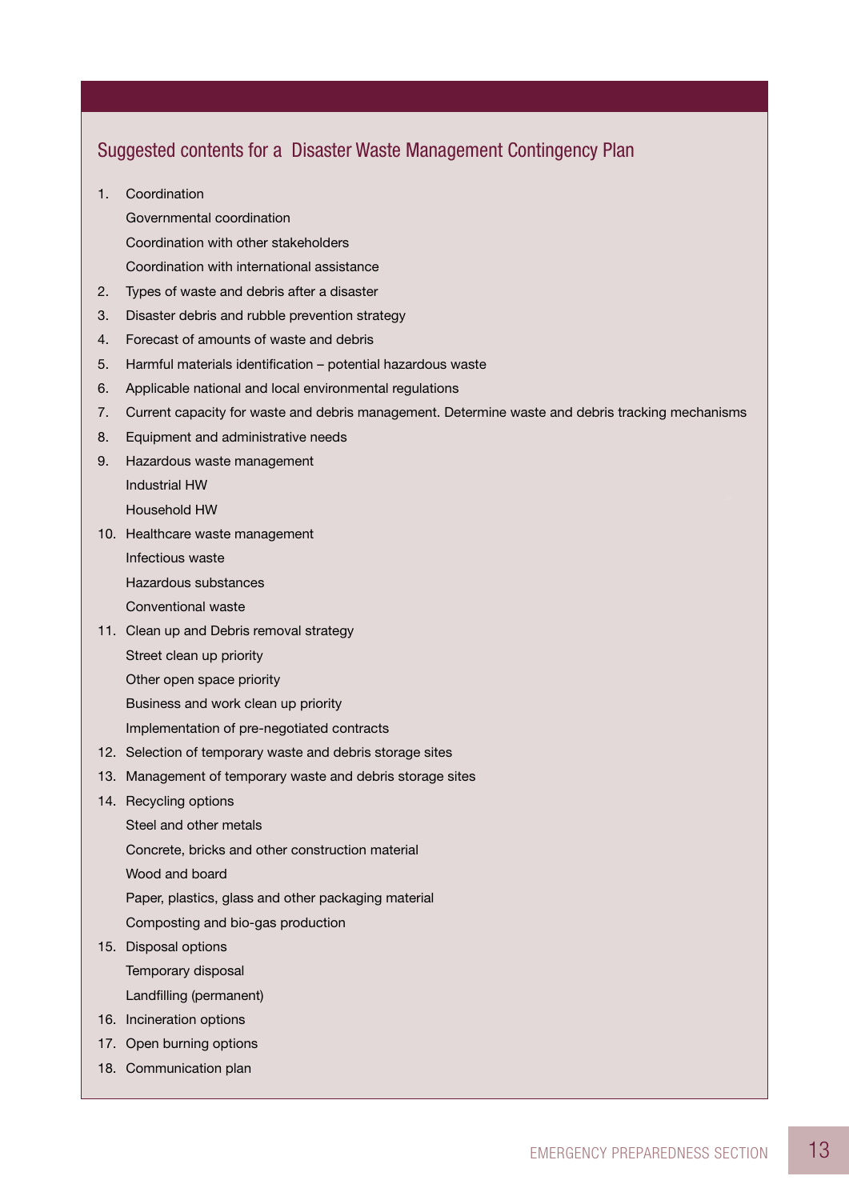## Suggested contents for a Disaster Waste Management Contingency Plan

1. Coordination
   - Governmental coordination
   - Coordination with other stakeholders
   - Coordination with international assistance
2. Types of waste and debris after a disaster
3. Disaster debris and rubble prevention strategy
4. Forecast of amounts of waste and debris
5. Harmful materials identification – potential hazardous waste
6. Applicable national and local environmental regulations
7. Current capacity for waste and debris management. Determine waste and debris tracking mechanisms
8. Equipment and administrative needs
9. Hazardous waste management
   - Industrial HW
   - Household HW
10. Healthcare waste management
    - Infectious waste
    - Hazardous substances
    - Conventional waste
11. Clean up and Debris removal strategy
    - Street clean up priority
    - Other open space priority
    - Business and work clean up priority
    - Implementation of pre-negotiated contracts
12. Selection of temporary waste and debris storage sites
13. Management of temporary waste and debris storage sites
14. Recycling options
    - Steel and other metals
    - Concrete, bricks and other construction material
    - Wood and board
    - Paper, plastics, glass and other packaging material
    - Composting and bio-gas production
15. Disposal options
    - Temporary disposal
    - Landfilling (permanent)
16. Incineration options
17. Open burning options
18. Communication plan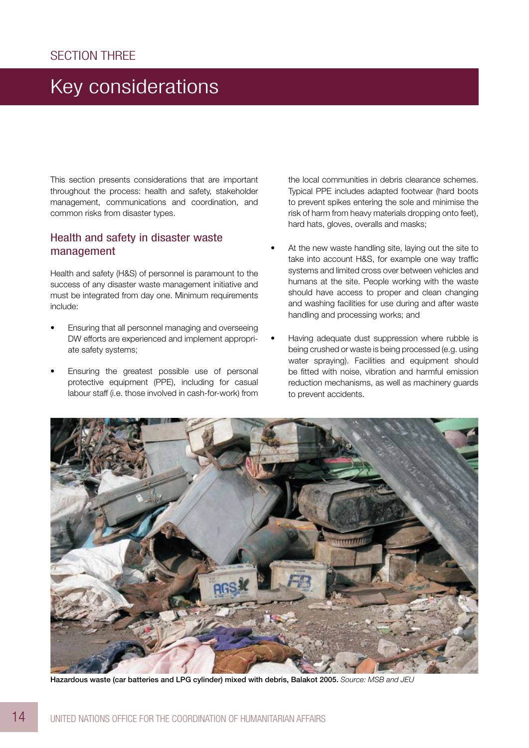SECTION THREE

# Key considerations

This section presents considerations that are important throughout the process: health and safety, stakeholder management, communications and coordination, and common risks from disaster types.

## Health and safety in disaster waste management

Health and safety (H&S) of personnel is paramount to the success of any disaster waste management initiative and must be integrated from day one. Minimum requirements include:

- Ensuring that all personnel managing and overseeing DW efforts are experienced and implement appropriate safety systems;
- Ensuring the greatest possible use of personal protective equipment (PPE), including for casual labour staff (i.e. those involved in cash-for-work) from the local communities in debris clearance schemes. Typical PPE includes adapted footwear (hard boots to prevent spikes entering the sole and minimise the risk of harm from heavy materials dropping onto feet), hard hats, gloves, overalls and masks;
- At the new waste handling site, laying out the site to take into account H&S, for example one way traffic systems and limited cross over between vehicles and humans at the site. People working with the waste should have access to proper and clean changing and washing facilities for use during and after waste handling and processing works; and
- Having adequate dust suppression where rubble is being crushed or waste is being processed (e.g. using water spraying). Facilities and equipment should be fitted with noise, vibration and harmful emission reduction mechanisms, as well as machinery guards to prevent accidents.

**Hazardous waste (car batteries and LPG cylinder) mixed with debris, Balakot 2005.** *Source: MSB and JEU*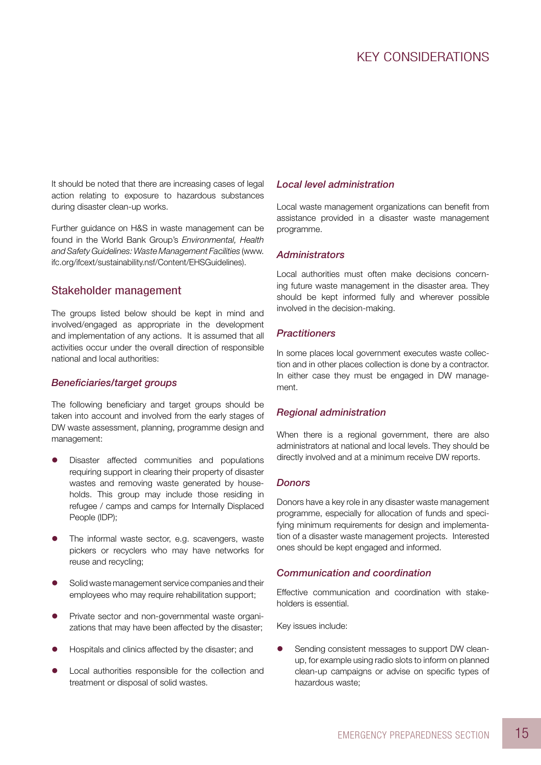# KEY CONSIDERATIONS

It should be noted that there are increasing cases of legal action relating to exposure to hazardous substances during disaster clean-up works.

Further guidance on H&S in waste management can be found in the World Bank Group's *Environmental, Health and Safety Guidelines: Waste Management Facilities* (www.ifc.org/ifcext/sustainability.nsf/Content/EHSGuidelines).

## Stakeholder management

The groups listed below should be kept in mind and involved/engaged as appropriate in the development and implementation of any actions. It is assumed that all activities occur under the overall direction of responsible national and local authorities:

### *Beneficiaries/target groups*

The following beneficiary and target groups should be taken into account and involved from the early stages of DW waste assessment, planning, programme design and management:

- Disaster affected communities and populations requiring support in clearing their property of disaster wastes and removing waste generated by households. This group may include those residing in refugee / camps and camps for Internally Displaced People (IDP);
- The informal waste sector, e.g. scavengers, waste pickers or recyclers who may have networks for reuse and recycling;
- Solid waste management service companies and their employees who may require rehabilitation support;
- Private sector and non-governmental waste organizations that may have been affected by the disaster;
- Hospitals and clinics affected by the disaster; and
- Local authorities responsible for the collection and treatment or disposal of solid wastes.

### *Local level administration*

Local waste management organizations can benefit from assistance provided in a disaster waste management programme.

### *Administrators*

Local authorities must often make decisions concerning future waste management in the disaster area. They should be kept informed fully and wherever possible involved in the decision-making.

### *Practitioners*

In some places local government executes waste collection and in other places collection is done by a contractor. In either case they must be engaged in DW management.

### *Regional administration*

When there is a regional government, there are also administrators at national and local levels. They should be directly involved and at a minimum receive DW reports.

### *Donors*

Donors have a key role in any disaster waste management programme, especially for allocation of funds and specifying minimum requirements for design and implementation of a disaster waste management projects. Interested ones should be kept engaged and informed.

### *Communication and coordination*

Effective communication and coordination with stakeholders is essential.

Key issues include:

- Sending consistent messages to support DW clean-up, for example using radio slots to inform on planned clean-up campaigns or advise on specific types of hazardous waste;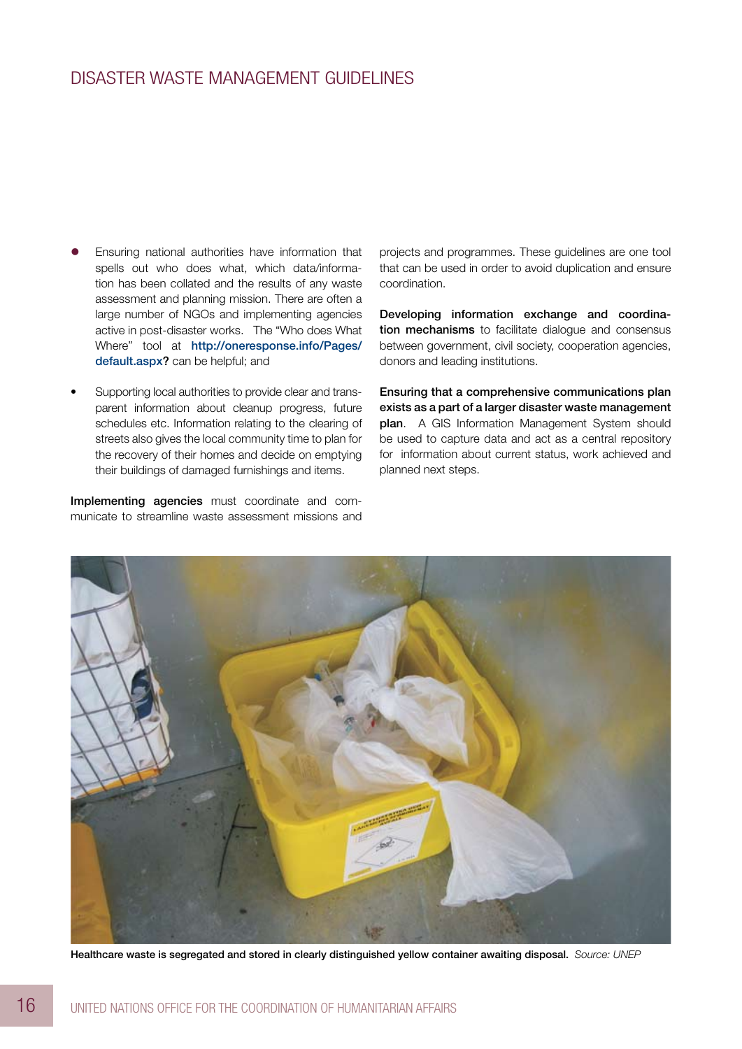- Ensuring national authorities have information that spells out who does what, which data/information has been collated and the results of any waste assessment and planning mission. There are often a large number of NGOs and implementing agencies active in post-disaster works. The "Who does What Where" tool at **http://oneresponse.info/Pages/default.aspx?** can be helpful; and
- Supporting local authorities to provide clear and transparent information about cleanup progress, future schedules etc. Information relating to the clearing of streets also gives the local community time to plan for the recovery of their homes and decide on emptying their buildings of damaged furnishings and items.

**Implementing agencies** must coordinate and communicate to streamline waste assessment missions and projects and programmes. These guidelines are one tool that can be used in order to avoid duplication and ensure coordination.

**Developing information exchange and coordination mechanisms** to facilitate dialogue and consensus between government, civil society, cooperation agencies, donors and leading institutions.

**Ensuring that a comprehensive communications plan exists as a part of a larger disaster waste management plan**. A GIS Information Management System should be used to capture data and act as a central repository for information about current status, work achieved and planned next steps.

**Healthcare waste is segregated and stored in clearly distinguished yellow container awaiting disposal.** *Source: UNEP*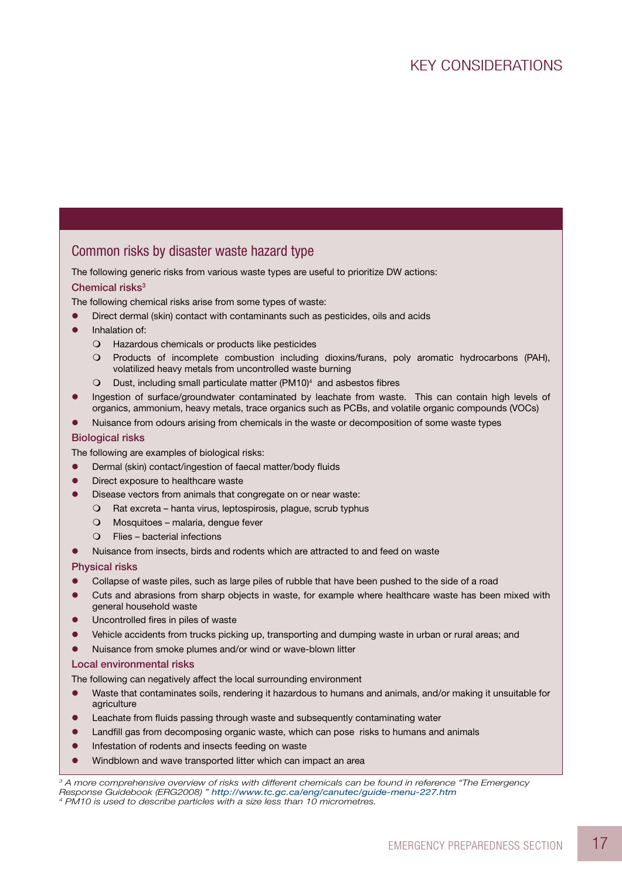## Common risks by disaster waste hazard type

The following generic risks from various waste types are useful to prioritize DW actions:

### Chemical risks[3]

The following chemical risks arise from some types of waste:

- Direct dermal (skin) contact with contaminants such as pesticides, oils and acids
- Inhalation of:
  - Hazardous chemicals or products like pesticides
  - Products of incomplete combustion including dioxins/furans, poly aromatic hydrocarbons (PAH), volatilized heavy metals from uncontrolled waste burning
  - Dust, including small particulate matter (PM10)[4] and asbestos fibres
- Ingestion of surface/groundwater contaminated by leachate from waste. This can contain high levels of organics, ammonium, heavy metals, trace organics such as PCBs, and volatile organic compounds (VOCs)
- Nuisance from odours arising from chemicals in the waste or decomposition of some waste types

### Biological risks

The following are examples of biological risks:

- Dermal (skin) contact/ingestion of faecal matter/body fluids
- Direct exposure to healthcare waste
- Disease vectors from animals that congregate on or near waste:
  - Rat excreta – hanta virus, leptospirosis, plague, scrub typhus
  - Mosquitoes – malaria, dengue fever
  - Flies – bacterial infections
- Nuisance from insects, birds and rodents which are attracted to and feed on waste

### Physical risks

- Collapse of waste piles, such as large piles of rubble that have been pushed to the side of a road
- Cuts and abrasions from sharp objects in waste, for example where healthcare waste has been mixed with general household waste
- Uncontrolled fires in piles of waste
- Vehicle accidents from trucks picking up, transporting and dumping waste in urban or rural areas; and
- Nuisance from smoke plumes and/or wind or wave-blown litter

### Local environmental risks

The following can negatively affect the local surrounding environment

- Waste that contaminates soils, rendering it hazardous to humans and animals, and/or making it unsuitable for agriculture
- Leachate from fluids passing through waste and subsequently contaminating water
- Landfill gas from decomposing organic waste, which can pose risks to humans and animals
- Infestation of rodents and insects feeding on waste
- Windblown and wave transported litter which can impact an area

*[3] A more comprehensive overview of risks with different chemicals can be found in reference "The Emergency Response Guidebook (ERG2008) " http://www.tc.gc.ca/eng/canutec/guide-menu-227.htm*
*[4] PM10 is used to describe particles with a size less than 10 micrometres.*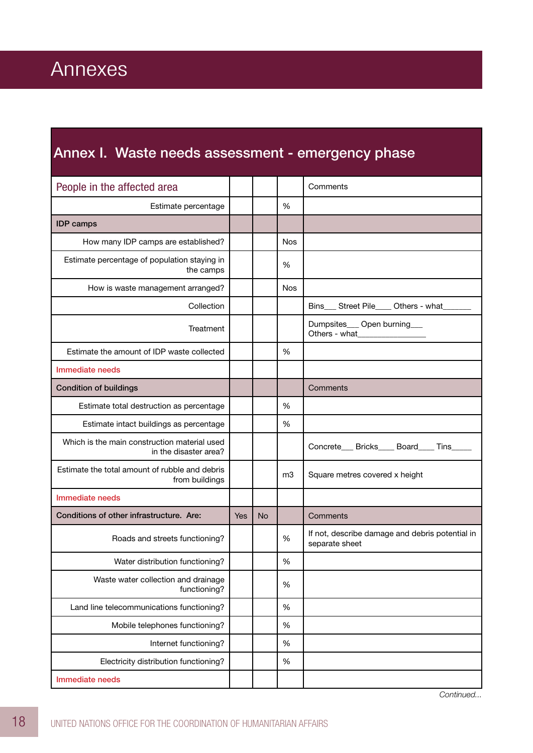# Annexes

## Annex I. Waste needs assessment - emergency phase

| People in the affected area | | | | Comments |
|---|---|---|---|---|
| Estimate percentage | | | % | |
| **IDP camps** | | | | |
| How many IDP camps are established? | | | Nos | |
| Estimate percentage of population staying in the camps | | | % | |
| How is waste management arranged? | | | Nos | |
| Collection | | | | Bins___ Street Pile____ Others - what______ |
| Treatment | | | | Dumpsites___ Open burning___ Others - what_______________ |
| Estimate the amount of IDP waste collected | | | % | |
| Immediate needs | | | | |
| **Condition of buildings** | | | | Comments |
| Estimate total destruction as percentage | | | % | |
| Estimate intact buildings as percentage | | | % | |
| Which is the main construction material used in the disaster area? | | | | Concrete___ Bricks____ Board____ Tins_____ |
| Estimate the total amount of rubble and debris from buildings | | | m3 | Square metres covered x height |
| Immediate needs | | | | |
| **Conditions of other infrastructure. Are:** | Yes | No | | Comments |
| Roads and streets functioning? | | | % | If not, describe damage and debris potential in separate sheet |
| Water distribution functioning? | | | % | |
| Waste water collection and drainage functioning? | | | % | |
| Land line telecommunications functioning? | | | % | |
| Mobile telephones functioning? | | | % | |
| Internet functioning? | | | % | |
| Electricity distribution functioning? | | | % | |
| Immediate needs | | | | |

*Continued...*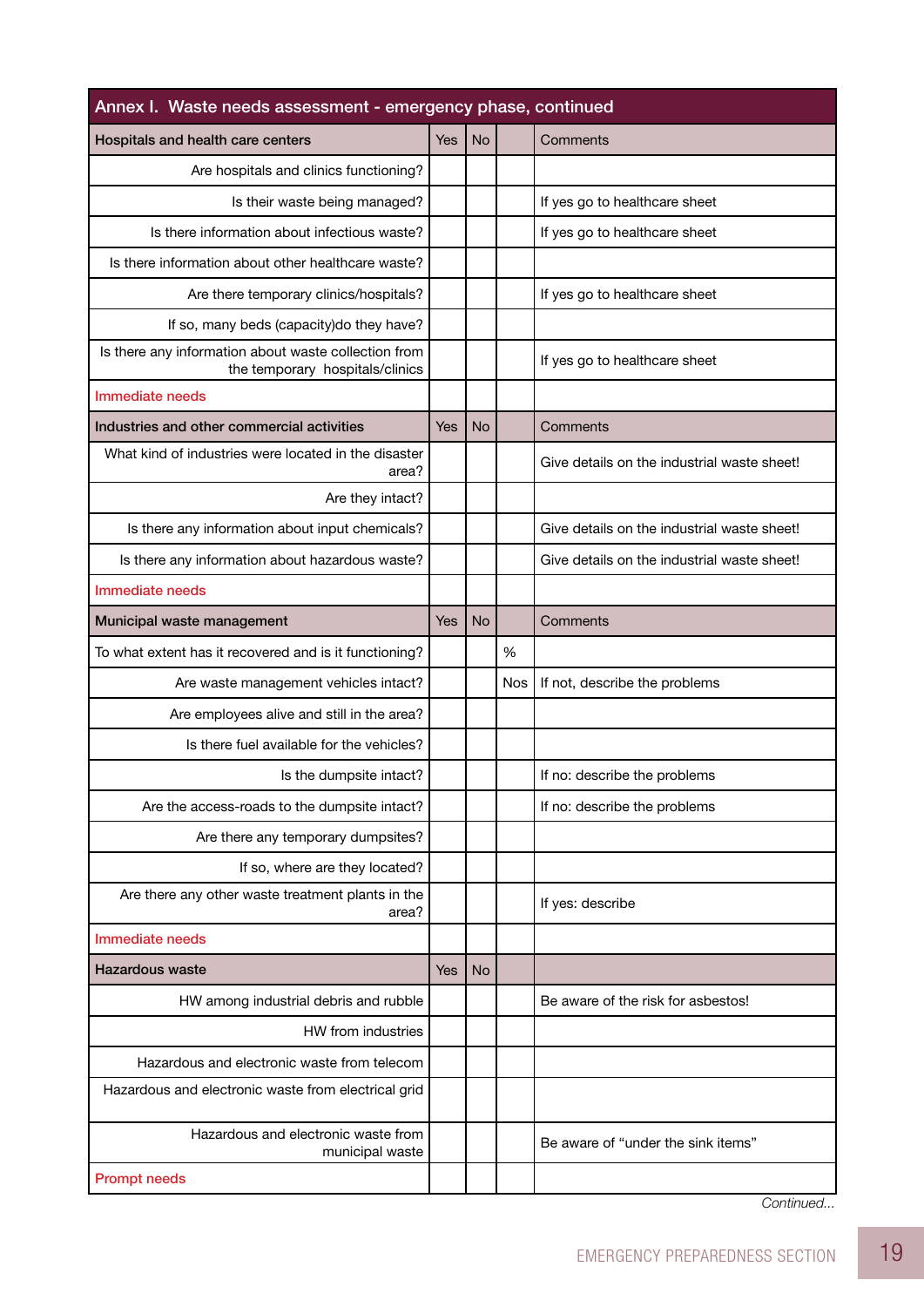| Annex I. Waste needs assessment - emergency phase, continued | | | | |
|---|---|---|---|---|
| **Hospitals and health care centers** | **Yes** | **No** | | **Comments** |
| Are hospitals and clinics functioning? | | | | |
| Is their waste being managed? | | | | If yes go to healthcare sheet |
| Is there information about infectious waste? | | | | If yes go to healthcare sheet |
| Is there information about other healthcare waste? | | | | |
| Are there temporary clinics/hospitals? | | | | If yes go to healthcare sheet |
| If so, many beds (capacity)do they have? | | | | |
| Is there any information about waste collection from the temporary hospitals/clinics | | | | If yes go to healthcare sheet |
| Immediate needs | | | | |
| **Industries and other commercial activities** | **Yes** | **No** | | **Comments** |
| What kind of industries were located in the disaster area? | | | | Give details on the industrial waste sheet! |
| Are they intact? | | | | |
| Is there any information about input chemicals? | | | | Give details on the industrial waste sheet! |
| Is there any information about hazardous waste? | | | | Give details on the industrial waste sheet! |
| Immediate needs | | | | |
| **Municipal waste management** | **Yes** | **No** | | **Comments** |
| To what extent has it recovered and is it functioning? | | | % | |
| Are waste management vehicles intact? | | | Nos | If not, describe the problems |
| Are employees alive and still in the area? | | | | |
| Is there fuel available for the vehicles? | | | | |
| Is the dumpsite intact? | | | | If no: describe the problems |
| Are the access-roads to the dumpsite intact? | | | | If no: describe the problems |
| Are there any temporary dumpsites? | | | | |
| If so, where are they located? | | | | |
| Are there any other waste treatment plants in the area? | | | | If yes: describe |
| Immediate needs | | | | |
| **Hazardous waste** | **Yes** | **No** | | |
| HW among industrial debris and rubble | | | | Be aware of the risk for asbestos! |
| HW from industries | | | | |
| Hazardous and electronic waste from telecom | | | | |
| Hazardous and electronic waste from electrical grid | | | | |
| Hazardous and electronic waste from municipal waste | | | | Be aware of “under the sink items” |
| Prompt needs | | | | |

*Continued...*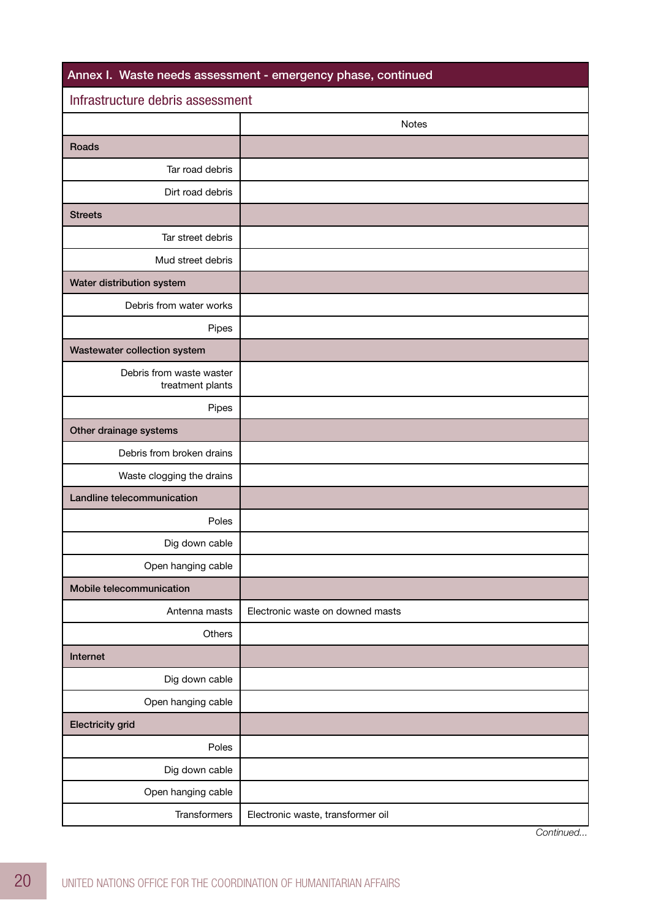## Annex I. Waste needs assessment - emergency phase, continued

### Infrastructure debris assessment

| | Notes |
|---|---|
| **Roads** | |
| Tar road debris | |
| Dirt road debris | |
| **Streets** | |
| Tar street debris | |
| Mud street debris | |
| **Water distribution system** | |
| Debris from water works | |
| Pipes | |
| **Wastewater collection system** | |
| Debris from waste waster treatment plants | |
| Pipes | |
| **Other drainage systems** | |
| Debris from broken drains | |
| Waste clogging the drains | |
| **Landline telecommunication** | |
| Poles | |
| Dig down cable | |
| Open hanging cable | |
| **Mobile telecommunication** | |
| Antenna masts | Electronic waste on downed masts |
| Others | |
| **Internet** | |
| Dig down cable | |
| Open hanging cable | |
| **Electricity grid** | |
| Poles | |
| Dig down cable | |
| Open hanging cable | |
| Transformers | Electronic waste, transformer oil |

*Continued...*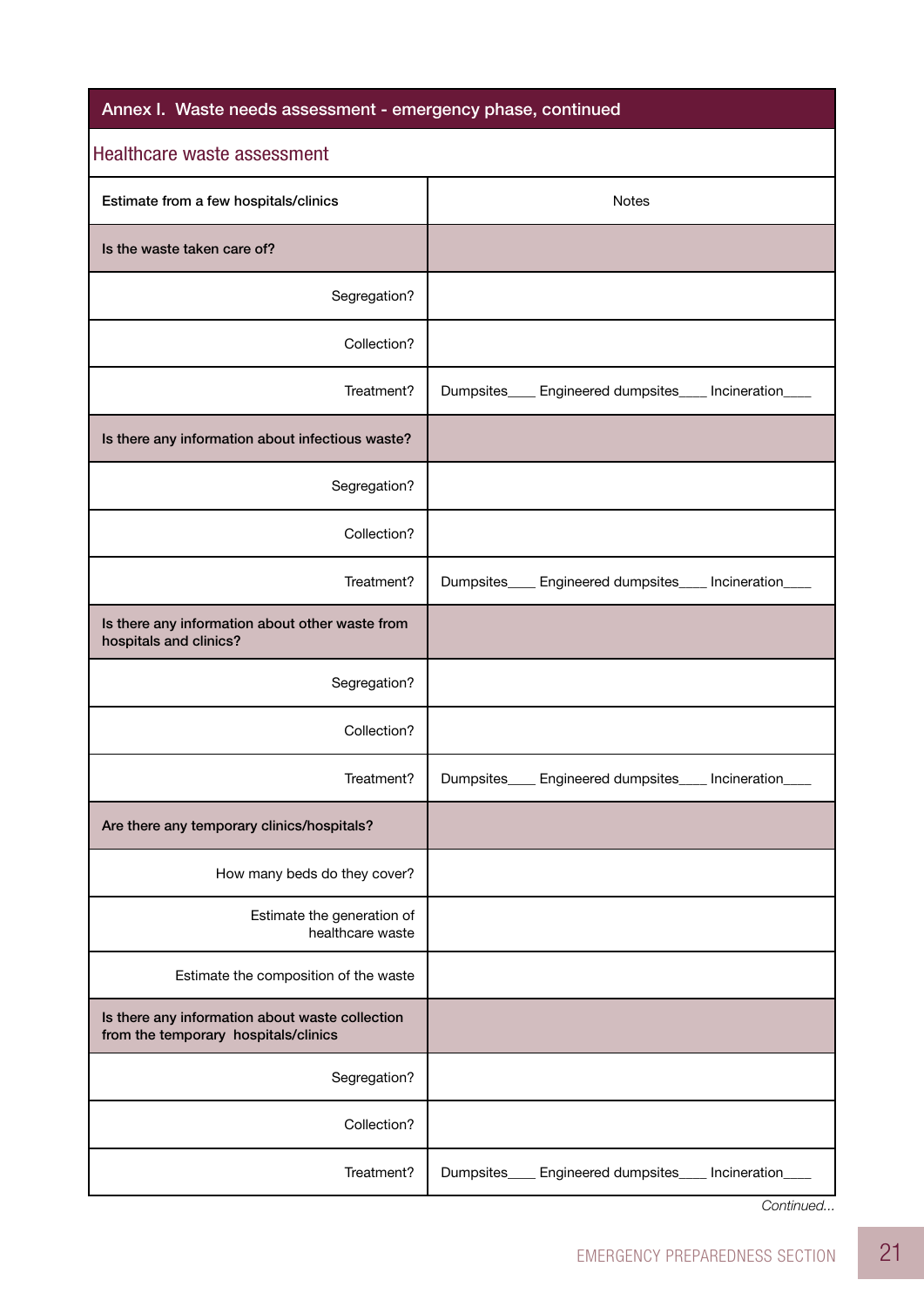## Annex I. Waste needs assessment - emergency phase, continued

### Healthcare waste assessment

| Estimate from a few hospitals/clinics | Notes |
|---|---|
| **Is the waste taken care of?** | |
| Segregation? | |
| Collection? | |
| Treatment? | Dumpsites____ Engineered dumpsites____ Incineration____ |
| **Is there any information about infectious waste?** | |
| Segregation? | |
| Collection? | |
| Treatment? | Dumpsites____ Engineered dumpsites____ Incineration____ |
| **Is there any information about other waste from hospitals and clinics?** | |
| Segregation? | |
| Collection? | |
| Treatment? | Dumpsites____ Engineered dumpsites____ Incineration____ |
| **Are there any temporary clinics/hospitals?** | |
| How many beds do they cover? | |
| Estimate the generation of healthcare waste | |
| Estimate the composition of the waste | |
| **Is there any information about waste collection from the temporary hospitals/clinics** | |
| Segregation? | |
| Collection? | |
| Treatment? | Dumpsites____ Engineered dumpsites____ Incineration____ |

*Continued...*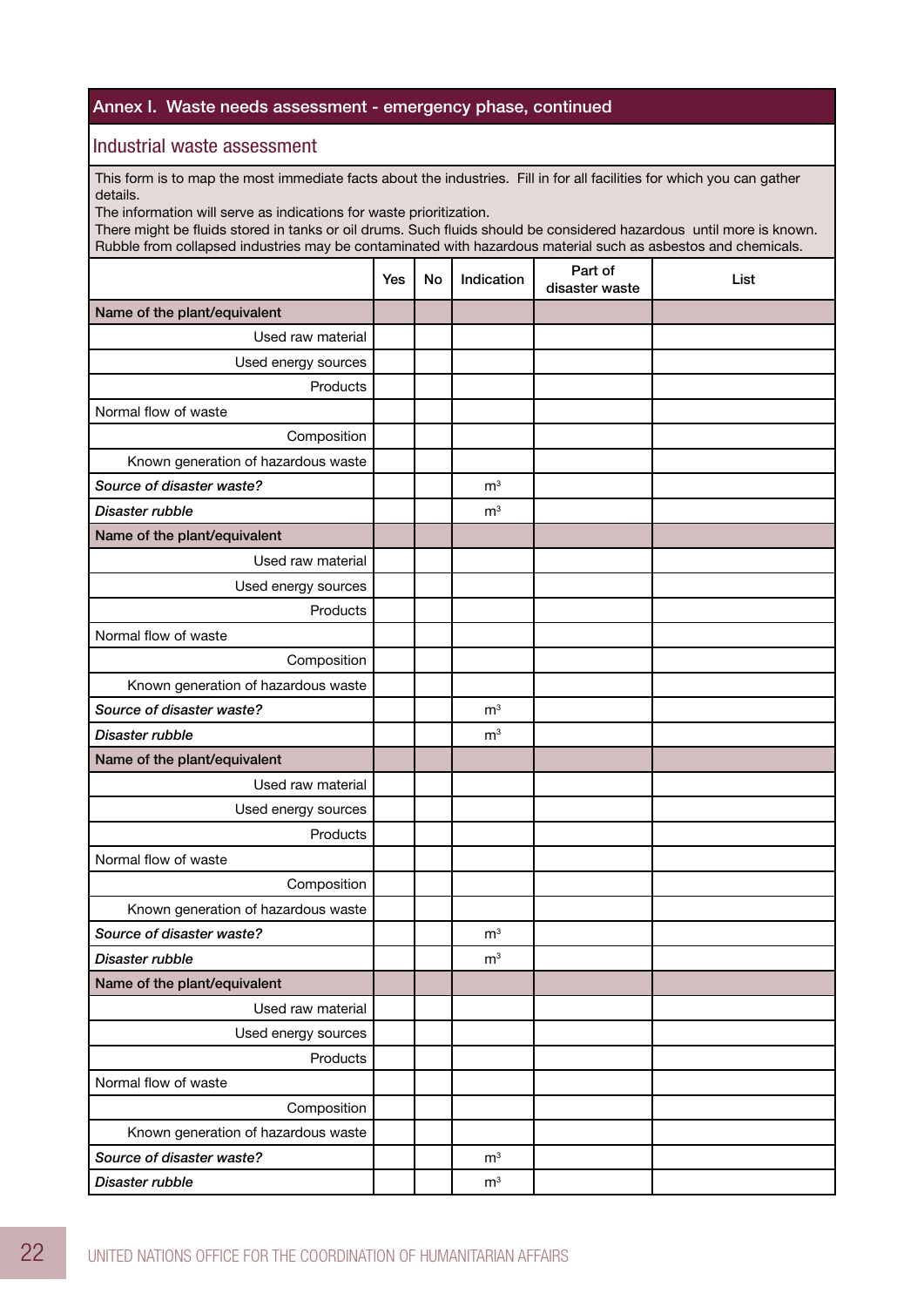## Annex I. Waste needs assessment - emergency phase, continued

### Industrial waste assessment

This form is to map the most immediate facts about the industries. Fill in for all facilities for which you can gather details.
The information will serve as indications for waste prioritization.
There might be fluids stored in tanks or oil drums. Such fluids should be considered hazardous until more is known.
Rubble from collapsed industries may be contaminated with hazardous material such as asbestos and chemicals.

| | Yes | No | Indication | Part of disaster waste | List |
|---|---|---|---|---|---|
| **Name of the plant/equivalent** | | | | | |
| Used raw material | | | | | |
| Used energy sources | | | | | |
| Products | | | | | |
| Normal flow of waste | | | | | |
| Composition | | | | | |
| Known generation of hazardous waste | | | | | |
| ***Source of disaster waste?*** | | | $m^3$ | | |
| ***Disaster rubble*** | | | $m^3$ | | |
| **Name of the plant/equivalent** | | | | | |
| Used raw material | | | | | |
| Used energy sources | | | | | |
| Products | | | | | |
| Normal flow of waste | | | | | |
| Composition | | | | | |
| Known generation of hazardous waste | | | | | |
| ***Source of disaster waste?*** | | | $m^3$ | | |
| ***Disaster rubble*** | | | $m^3$ | | |
| **Name of the plant/equivalent** | | | | | |
| Used raw material | | | | | |
| Used energy sources | | | | | |
| Products | | | | | |
| Normal flow of waste | | | | | |
| Composition | | | | | |
| Known generation of hazardous waste | | | | | |
| ***Source of disaster waste?*** | | | $m^3$ | | |
| ***Disaster rubble*** | | | $m^3$ | | |
| **Name of the plant/equivalent** | | | | | |
| Used raw material | | | | | |
| Used energy sources | | | | | |
| Products | | | | | |
| Normal flow of waste | | | | | |
| Composition | | | | | |
| Known generation of hazardous waste | | | | | |
| ***Source of disaster waste?*** | | | $m^3$ | | |
| ***Disaster rubble*** | | | $m^3$ | | |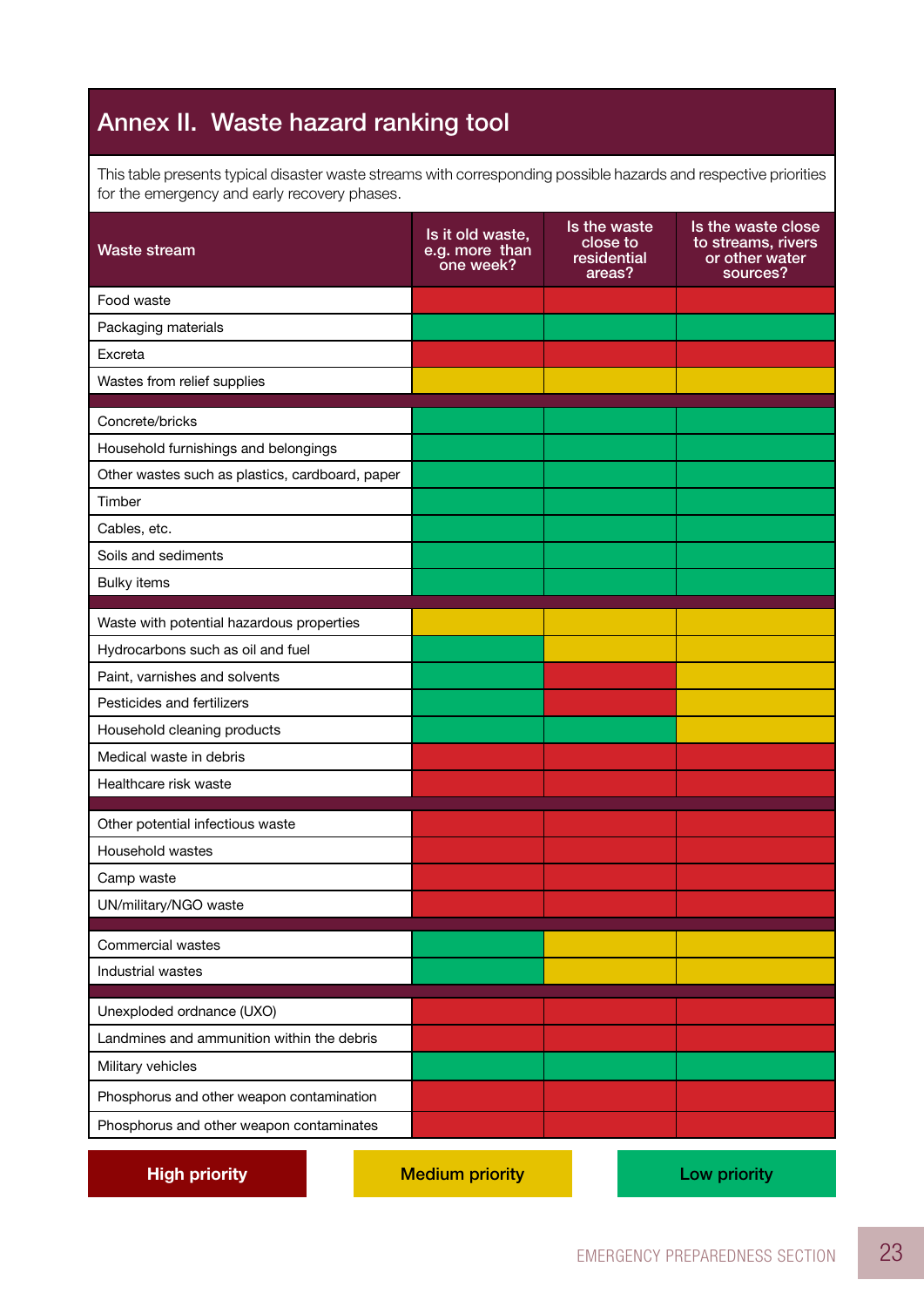## Annex II. Waste hazard ranking tool

This table presents typical disaster waste streams with corresponding possible hazards and respective priorities for the emergency and early recovery phases.

| Waste stream | Is it old waste, e.g. more than one week? | Is the waste close to residential areas? | Is the waste close to streams, rivers or other water sources? |
|---|---|---|---|
| Food waste | High priority | High priority | High priority |
| Packaging materials | Low priority | Low priority | Low priority |
| Excreta | High priority | High priority | High priority |
| Wastes from relief supplies | Medium priority | Medium priority | Medium priority |
| Concrete/bricks | Low priority | Low priority | Low priority |
| Household furnishings and belongings | Low priority | Low priority | Low priority |
| Other wastes such as plastics, cardboard, paper | Low priority | Low priority | Low priority |
| Timber | Low priority | Low priority | Low priority |
| Cables, etc. | Low priority | Low priority | Low priority |
| Soils and sediments | Low priority | Low priority | Low priority |
| Bulky items | Low priority | Low priority | Low priority |
| Waste with potential hazardous properties | Medium priority | Medium priority | Medium priority |
| Hydrocarbons such as oil and fuel | Low priority | Medium priority | Medium priority |
| Paint, varnishes and solvents | Low priority | High priority | Medium priority |
| Pesticides and fertilizers | Low priority | High priority | Medium priority |
| Household cleaning products | Low priority | Low priority | Medium priority |
| Medical waste in debris | High priority | High priority | High priority |
| Healthcare risk waste | High priority | High priority | High priority |
| Other potential infectious waste | High priority | High priority | High priority |
| Household wastes | High priority | High priority | High priority |
| Camp waste | High priority | High priority | High priority |
| UN/military/NGO waste | High priority | High priority | High priority |
| Commercial wastes | Low priority | Medium priority | Medium priority |
| Industrial wastes | Low priority | Medium priority | Medium priority |
| Unexploded ordnance (UXO) | High priority | High priority | High priority |
| Landmines and ammunition within the debris | High priority | High priority | High priority |
| Military vehicles | Low priority | Low priority | Low priority |
| Phosphorus and other weapon contamination | High priority | High priority | High priority |
| Phosphorus and other weapon contaminates | High priority | High priority | High priority |

**High priority** | **Medium priority** | **Low priority**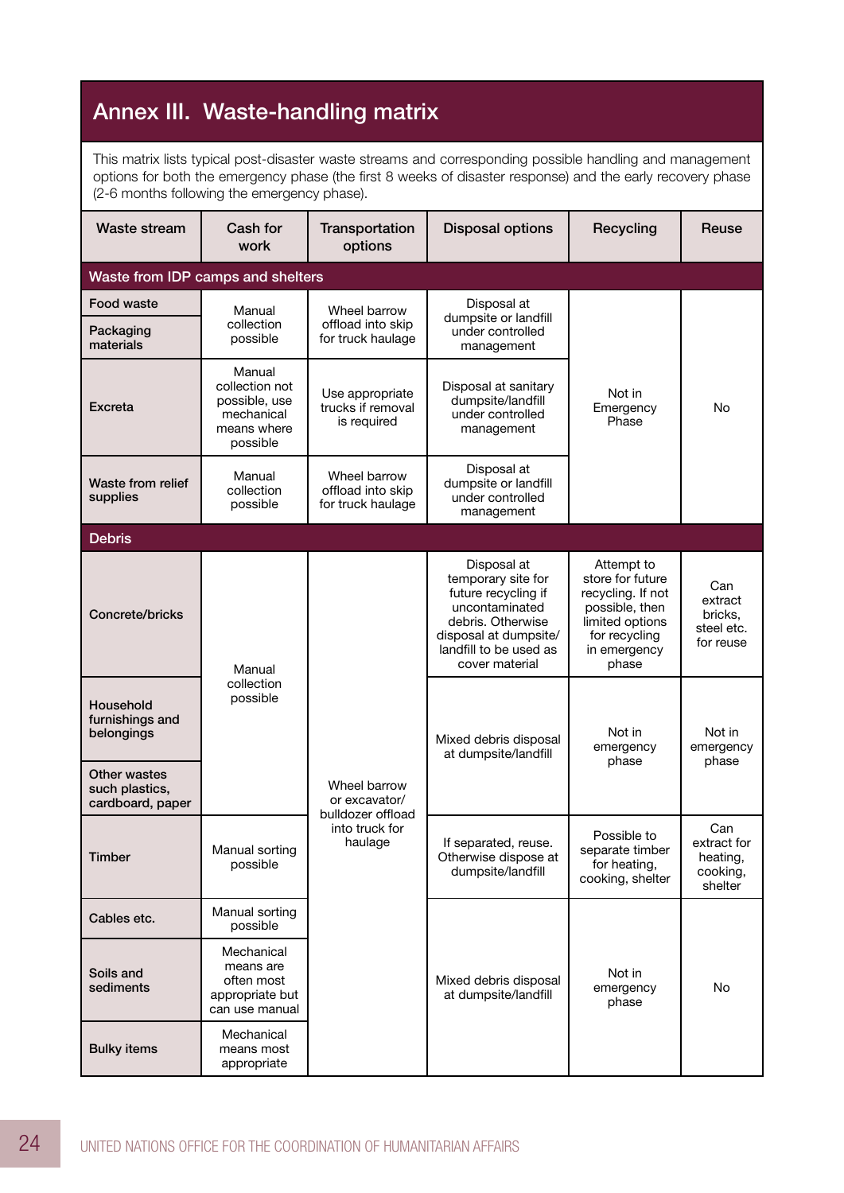# Annex III. Waste-handling matrix

This matrix lists typical post-disaster waste streams and corresponding possible handling and management options for both the emergency phase (the first 8 weeks of disaster response) and the early recovery phase (2-6 months following the emergency phase).

| Waste stream | Cash for work | Transportation options | Disposal options | Recycling | Reuse |
|---|---|---|---|---|---|
| **Waste from IDP camps and shelters** | | | | | |
| Food waste | Manual collection possible | Wheel barrow offload into skip for truck haulage | Disposal at dumpsite or landfill under controlled management | Not in Emergency Phase | No |
| Packaging materials | Manual collection possible | Wheel barrow offload into skip for truck haulage | Disposal at dumpsite or landfill under controlled management | Not in Emergency Phase | No |
| Excreta | Manual collection not possible, use mechanical means where possible | Use appropriate trucks if removal is required | Disposal at sanitary dumpsite/landfill under controlled management | Not in Emergency Phase | No |
| Waste from relief supplies | Manual collection possible | Wheel barrow offload into skip for truck haulage | Disposal at dumpsite or landfill under controlled management | Not in Emergency Phase | No |
| **Debris** | | | | | |
| Concrete/bricks | Manual collection possible | Wheel barrow or excavator/ bulldozer offload into truck for haulage | Disposal at temporary site for future recycling if uncontaminated debris. Otherwise disposal at dumpsite/ landfill to be used as cover material | Attempt to store for future recycling. If not possible, then limited options for recycling in emergency phase | Can extract bricks, steel etc. for reuse |
| Household furnishings and belongings | Manual collection possible | Wheel barrow or excavator/ bulldozer offload into truck for haulage | Mixed debris disposal at dumpsite/landfill | Not in emergency phase | Not in emergency phase |
| Other wastes such plastics, cardboard, paper | Manual collection possible | Wheel barrow or excavator/ bulldozer offload into truck for haulage | Mixed debris disposal at dumpsite/landfill | Not in emergency phase | Not in emergency phase |
| Timber | Manual sorting possible | Wheel barrow or excavator/ bulldozer offload into truck for haulage | If separated, reuse. Otherwise dispose at dumpsite/landfill | Possible to separate timber for heating, cooking, shelter | Can extract for heating, cooking, shelter |
| Cables etc. | Manual sorting possible | Wheel barrow or excavator/ bulldozer offload into truck for haulage | Mixed debris disposal at dumpsite/landfill | Not in emergency phase | No |
| Soils and sediments | Mechanical means are often most appropriate but can use manual | Wheel barrow or excavator/ bulldozer offload into truck for haulage | Mixed debris disposal at dumpsite/landfill | Not in emergency phase | No |
| Bulky items | Mechanical means most appropriate | Wheel barrow or excavator/ bulldozer offload into truck for haulage | Mixed debris disposal at dumpsite/landfill | Not in emergency phase | No |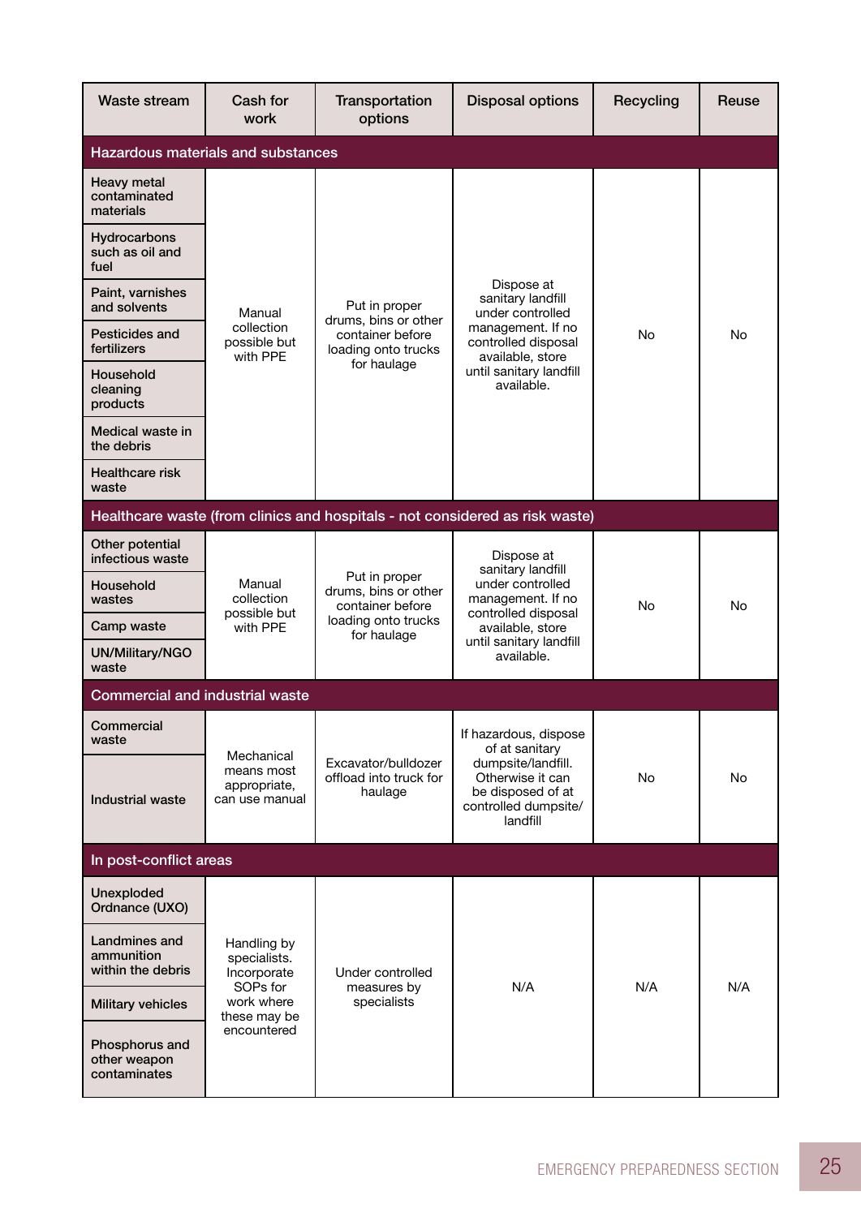| Waste stream | Cash for work | Transportation options | Disposal options | Recycling | Reuse |
|---|---|---|---|---|---|
| **Hazardous materials and substances** | | | | | |
| Heavy metal contaminated materials | Manual collection possible but with PPE | Put in proper drums, bins or other container before loading onto trucks for haulage | Dispose at sanitary landfill under controlled management. If no controlled disposal available, store until sanitary landfill available. | No | No |
| Hydrocarbons such as oil and fuel | | | | | |
| Paint, varnishes and solvents | | | | | |
| Pesticides and fertilizers | | | | | |
| Household cleaning products | | | | | |
| Medical waste in the debris | | | | | |
| Healthcare risk waste | | | | | |
| **Healthcare waste (from clinics and hospitals - not considered as risk waste)** | | | | | |
| Other potential infectious waste | Manual collection possible but with PPE | Put in proper drums, bins or other container before loading onto trucks for haulage | Dispose at sanitary landfill under controlled management. If no controlled disposal available, store until sanitary landfill available. | No | No |
| Household wastes | | | | | |
| Camp waste | | | | | |
| UN/Military/NGO waste | | | | | |
| **Commercial and industrial waste** | | | | | |
| Commercial waste | Mechanical means most appropriate, can use manual | Excavator/bulldozer offload into truck for haulage | If hazardous, dispose of at sanitary dumpsite/landfill. Otherwise it can be disposed of at controlled dumpsite/ landfill | No | No |
| Industrial waste | | | | | |
| **In post-conflict areas** | | | | | |
| Unexploded Ordnance (UXO) | Handling by specialists. Incorporate SOPs for work where these may be encountered | Under controlled measures by specialists | N/A | N/A | N/A |
| Landmines and ammunition within the debris | | | | | |
| Military vehicles | | | | | |
| Phosphorus and other weapon contaminates | | | | | |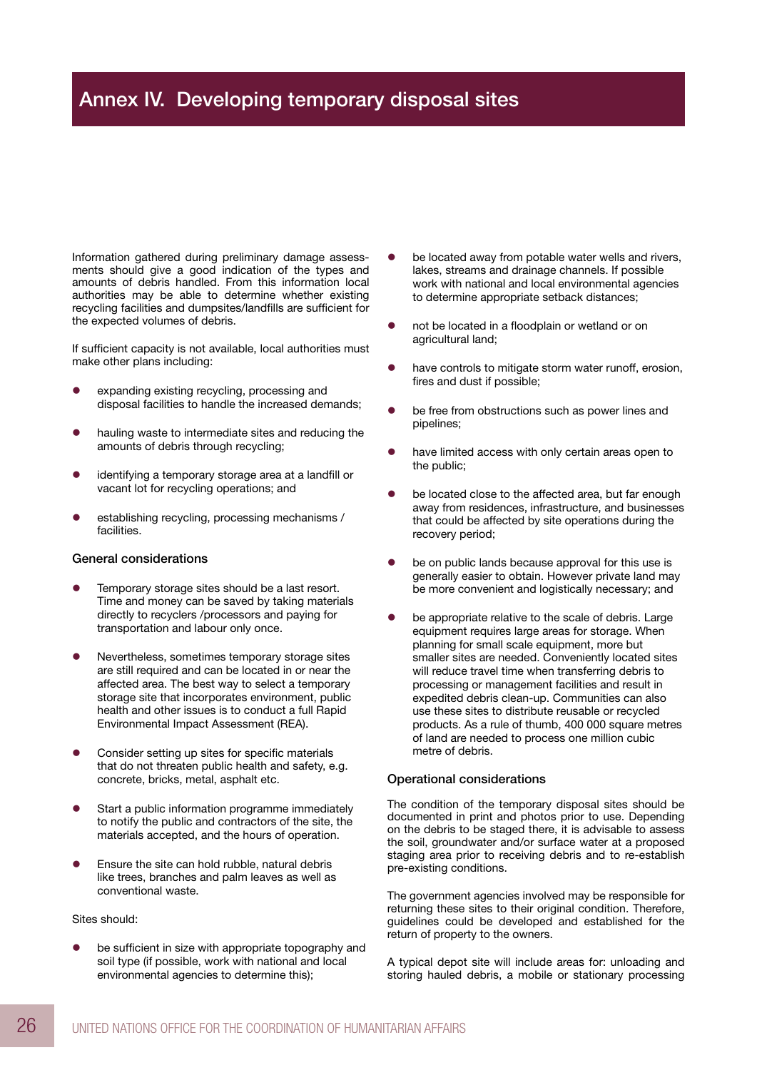# Annex IV. Developing temporary disposal sites

Information gathered during preliminary damage assessments should give a good indication of the types and amounts of debris handled. From this information local authorities may be able to determine whether existing recycling facilities and dumpsites/landfills are sufficient for the expected volumes of debris.

If sufficient capacity is not available, local authorities must make other plans including:

- expanding existing recycling, processing and disposal facilities to handle the increased demands;
- hauling waste to intermediate sites and reducing the amounts of debris through recycling;
- identifying a temporary storage area at a landfill or vacant lot for recycling operations; and
- establishing recycling, processing mechanisms / facilities.

### General considerations

- Temporary storage sites should be a last resort. Time and money can be saved by taking materials directly to recyclers /processors and paying for transportation and labour only once.
- Nevertheless, sometimes temporary storage sites are still required and can be located in or near the affected area. The best way to select a temporary storage site that incorporates environment, public health and other issues is to conduct a full Rapid Environmental Impact Assessment (REA).
- Consider setting up sites for specific materials that do not threaten public health and safety, e.g. concrete, bricks, metal, asphalt etc.
- Start a public information programme immediately to notify the public and contractors of the site, the materials accepted, and the hours of operation.
- Ensure the site can hold rubble, natural debris like trees, branches and palm leaves as well as conventional waste.

Sites should:

- be sufficient in size with appropriate topography and soil type (if possible, work with national and local environmental agencies to determine this);
- be located away from potable water wells and rivers, lakes, streams and drainage channels. If possible work with national and local environmental agencies to determine appropriate setback distances;
- not be located in a floodplain or wetland or on agricultural land;
- have controls to mitigate storm water runoff, erosion, fires and dust if possible;
- be free from obstructions such as power lines and pipelines;
- have limited access with only certain areas open to the public;
- be located close to the affected area, but far enough away from residences, infrastructure, and businesses that could be affected by site operations during the recovery period;
- be on public lands because approval for this use is generally easier to obtain. However private land may be more convenient and logistically necessary; and
- be appropriate relative to the scale of debris. Large equipment requires large areas for storage. When planning for small scale equipment, more but smaller sites are needed. Conveniently located sites will reduce travel time when transferring debris to processing or management facilities and result in expedited debris clean-up. Communities can also use these sites to distribute reusable or recycled products. As a rule of thumb, 400 000 square metres of land are needed to process one million cubic metre of debris.

### Operational considerations

The condition of the temporary disposal sites should be documented in print and photos prior to use. Depending on the debris to be staged there, it is advisable to assess the soil, groundwater and/or surface water at a proposed staging area prior to receiving debris and to re-establish pre-existing conditions.

The government agencies involved may be responsible for returning these sites to their original condition. Therefore, guidelines could be developed and established for the return of property to the owners.

A typical depot site will include areas for: unloading and storing hauled debris, a mobile or stationary processing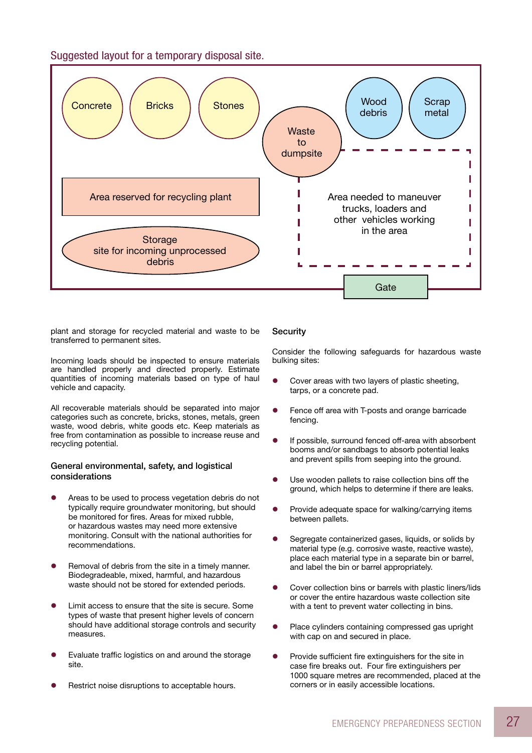Suggested layout for a temporary disposal site.

Concrete

Bricks

Stones

Waste to dumpsite

Wood debris

Scrap metal

Area reserved for recycling plant

Area needed to maneuver trucks, loaders and other vehicles working in the area

Storage site for incoming unprocessed debris

Gate

plant and storage for recycled material and waste to be transferred to permanent sites.

Incoming loads should be inspected to ensure materials are handled properly and directed properly. Estimate quantities of incoming materials based on type of haul vehicle and capacity.

All recoverable materials should be separated into major categories such as concrete, bricks, stones, metals, green waste, wood debris, white goods etc. Keep materials as free from contamination as possible to increase reuse and recycling potential.

### General environmental, safety, and logistical considerations

- Areas to be used to process vegetation debris do not typically require groundwater monitoring, but should be monitored for fires. Areas for mixed rubble, or hazardous wastes may need more extensive monitoring. Consult with the national authorities for recommendations.
- Removal of debris from the site in a timely manner. Biodegradeable, mixed, harmful, and hazardous waste should not be stored for extended periods.
- Limit access to ensure that the site is secure. Some types of waste that present higher levels of concern should have additional storage controls and security measures.
- Evaluate traffic logistics on and around the storage site.
- Restrict noise disruptions to acceptable hours.

### Security

Consider the following safeguards for hazardous waste bulking sites:

- Cover areas with two layers of plastic sheeting, tarps, or a concrete pad.
- Fence off area with T-posts and orange barricade fencing.
- If possible, surround fenced off-area with absorbent booms and/or sandbags to absorb potential leaks and prevent spills from seeping into the ground.
- Use wooden pallets to raise collection bins off the ground, which helps to determine if there are leaks.
- Provide adequate space for walking/carrying items between pallets.
- Segregate containerized gases, liquids, or solids by material type (e.g. corrosive waste, reactive waste), place each material type in a separate bin or barrel, and label the bin or barrel appropriately.
- Cover collection bins or barrels with plastic liners/lids or cover the entire hazardous waste collection site with a tent to prevent water collecting in bins.
- Place cylinders containing compressed gas upright with cap on and secured in place.
- Provide sufficient fire extinguishers for the site in case fire breaks out. Four fire extinguishers per 1000 square metres are recommended, placed at the corners or in easily accessible locations.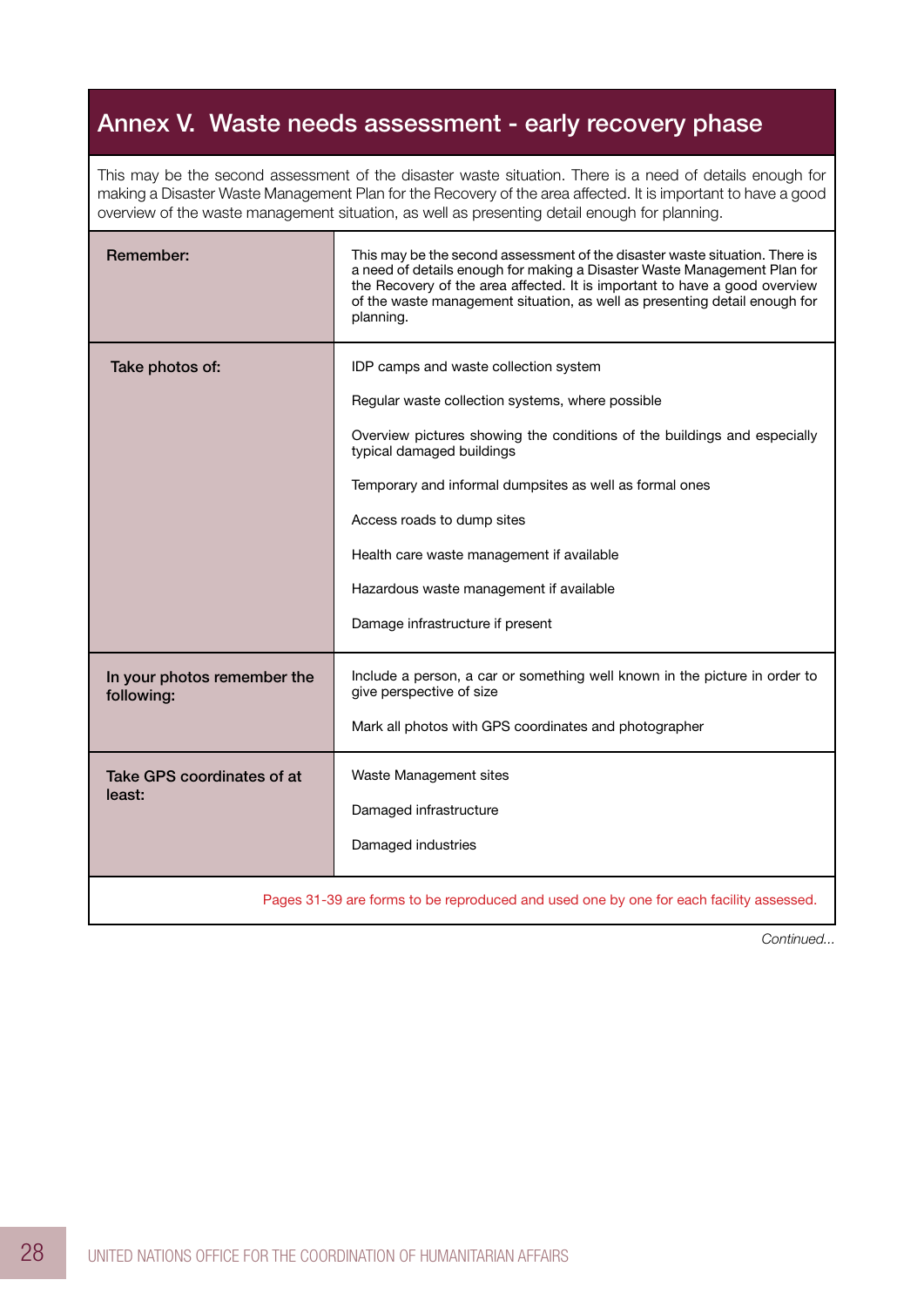# Annex V. Waste needs assessment - early recovery phase

This may be the second assessment of the disaster waste situation. There is a need of details enough for making a Disaster Waste Management Plan for the Recovery of the area affected. It is important to have a good overview of the waste management situation, as well as presenting detail enough for planning.

| | |
|---|---|
| **Remember:** | This may be the second assessment of the disaster waste situation. There is a need of details enough for making a Disaster Waste Management Plan for the Recovery of the area affected. It is important to have a good overview of the waste management situation, as well as presenting detail enough for planning. |
| **Take photos of:** | IDP camps and waste collection system<br><br>Regular waste collection systems, where possible<br><br>Overview pictures showing the conditions of the buildings and especially typical damaged buildings<br><br>Temporary and informal dumpsites as well as formal ones<br><br>Access roads to dump sites<br><br>Health care waste management if available<br><br>Hazardous waste management if available<br><br>Damage infrastructure if present |
| **In your photos remember the following:** | Include a person, a car or something well known in the picture in order to give perspective of size<br><br>Mark all photos with GPS coordinates and photographer |
| **Take GPS coordinates of at least:** | Waste Management sites<br><br>Damaged infrastructure<br><br>Damaged industries |

Pages 31-39 are forms to be reproduced and used one by one for each facility assessed.

*Continued...*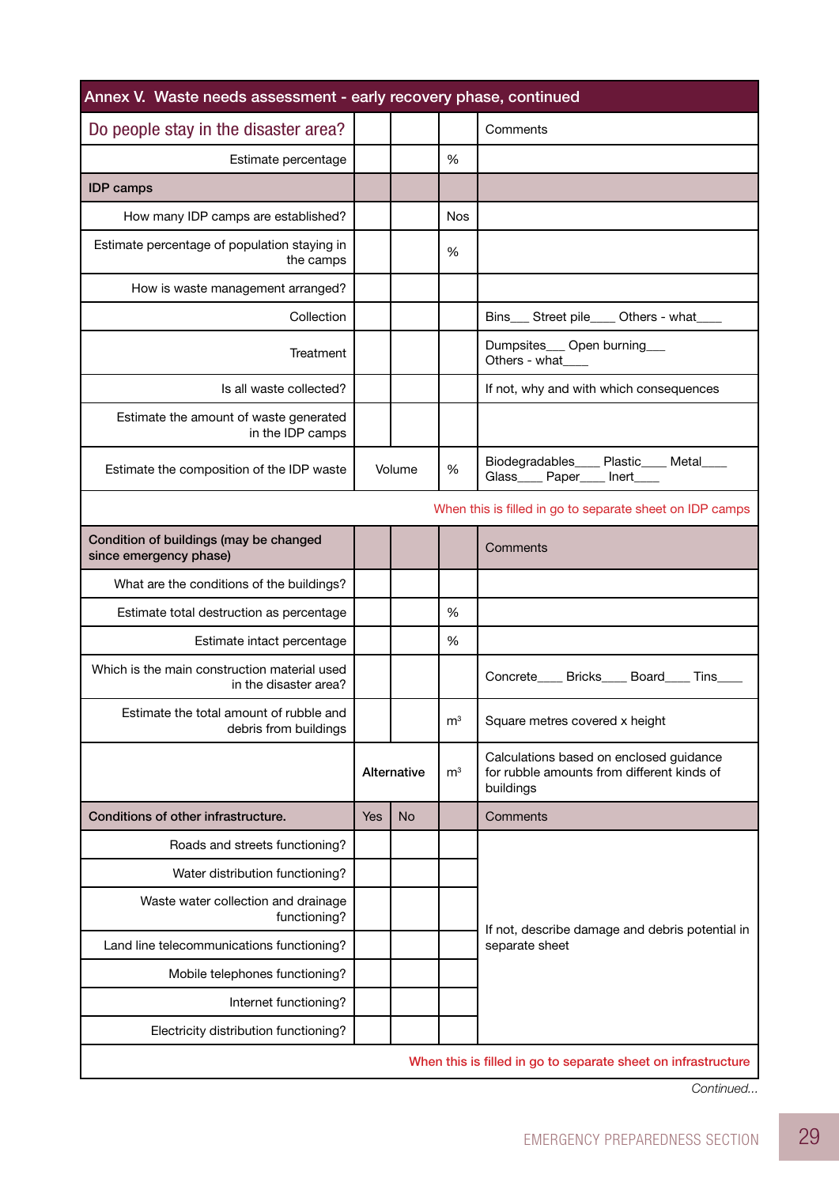| Annex V. Waste needs assessment - early recovery phase, continued | | | | |
|---|---|---|---|---|
| Do people stay in the disaster area? | | | | Comments |
| Estimate percentage | | | % | |
| IDP camps | | | | |
| How many IDP camps are established? | | | Nos | |
| Estimate percentage of population staying in the camps | | | % | |
| How is waste management arranged? | | | | |
| Collection | | | | Bins___ Street pile____ Others - what____ |
| Treatment | | | | Dumpsites___ Open burning___ Others - what____ |
| Is all waste collected? | | | | If not, why and with which consequences |
| Estimate the amount of waste generated in the IDP camps | | | | |
| Estimate the composition of the IDP waste | Volume | | % | Biodegradables____ Plastic____ Metal____ Glass____ Paper____ Inert____ |
| When this is filled in go to separate sheet on IDP camps | | | | |
| Condition of buildings (may be changed since emergency phase) | | | | Comments |
| What are the conditions of the buildings? | | | | |
| Estimate total destruction as percentage | | | % | |
| Estimate intact percentage | | | % | |
| Which is the main construction material used in the disaster area? | | | | Concrete____ Bricks____ Board____ Tins____ |
| Estimate the total amount of rubble and debris from buildings | | | $m^3$ | Square metres covered x height |
| | Alternative | | $m^3$ | Calculations based on enclosed guidance for rubble amounts from different kinds of buildings |
| Conditions of other infrastructure. | Yes | No | | Comments |
| Roads and streets functioning? | | | | If not, describe damage and debris potential in separate sheet |
| Water distribution functioning? | | | | |
| Waste water collection and drainage functioning? | | | | |
| Land line telecommunications functioning? | | | | |
| Mobile telephones functioning? | | | | |
| Internet functioning? | | | | |
| Electricity distribution functioning? | | | | |
| When this is filled in go to separate sheet on infrastructure | | | | |

*Continued...*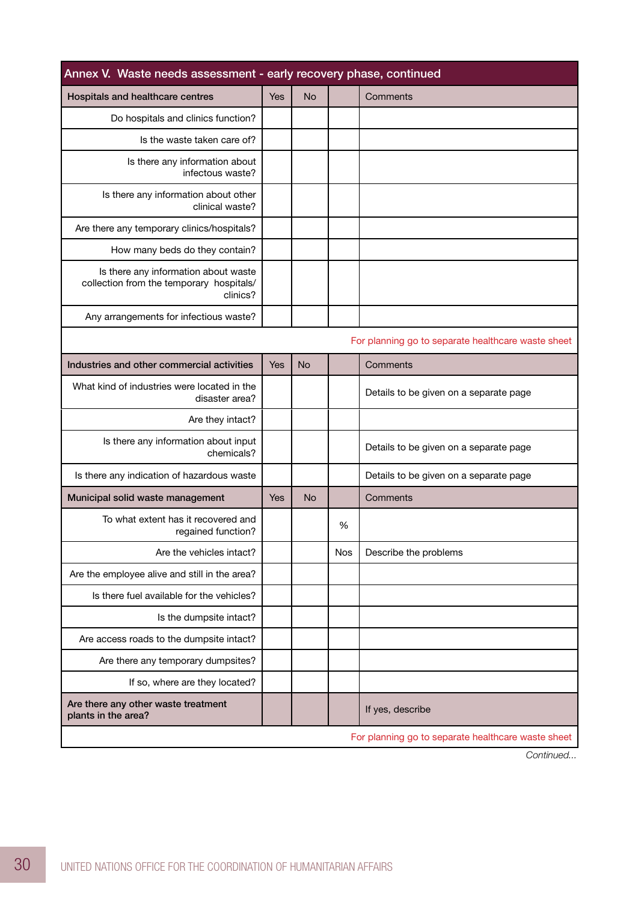| Annex V. Waste needs assessment - early recovery phase, continued | | | | |
|---|---|---|---|---|
| **Hospitals and healthcare centres** | Yes | No | | Comments |
| Do hospitals and clinics function? | | | | |
| Is the waste taken care of? | | | | |
| Is there any information about infectous waste? | | | | |
| Is there any information about other clinical waste? | | | | |
| Are there any temporary clinics/hospitals? | | | | |
| How many beds do they contain? | | | | |
| Is there any information about waste collection from the temporary hospitals/ clinics? | | | | |
| Any arrangements for infectious waste? | | | | |
| | | | | For planning go to separate healthcare waste sheet |
| **Industries and other commercial activities** | Yes | No | | Comments |
| What kind of industries were located in the disaster area? | | | | Details to be given on a separate page |
| Are they intact? | | | | |
| Is there any information about input chemicals? | | | | Details to be given on a separate page |
| Is there any indication of hazardous waste | | | | Details to be given on a separate page |
| **Municipal solid waste management** | Yes | No | | Comments |
| To what extent has it recovered and regained function? | | | % | |
| Are the vehicles intact? | | | Nos | Describe the problems |
| Are the employee alive and still in the area? | | | | |
| Is there fuel available for the vehicles? | | | | |
| Is the dumpsite intact? | | | | |
| Are access roads to the dumpsite intact? | | | | |
| Are there any temporary dumpsites? | | | | |
| If so, where are they located? | | | | |
| **Are there any other waste treatment plants in the area?** | | | | If yes, describe |
| | | | | For planning go to separate healthcare waste sheet |

*Continued...*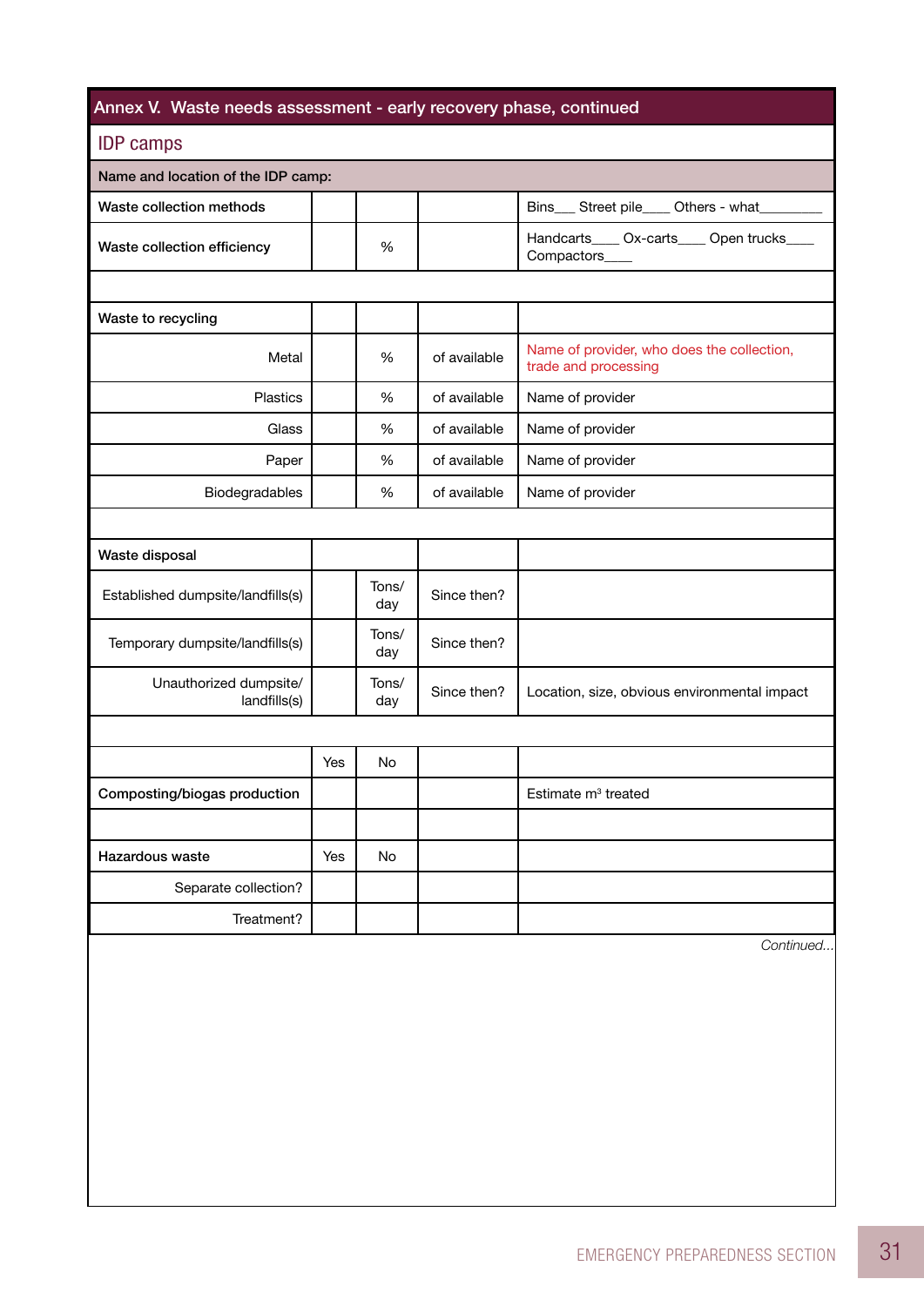## Annex V. Waste needs assessment - early recovery phase, continued

### IDP camps

| Name and location of the IDP camp: | | | | |
|---|---|---|---|---|
| **Waste collection methods** | | | | Bins___ Street pile____ Others - what________ |
| **Waste collection efficiency** | | % | | Handcarts____ Ox-carts____ Open trucks____ Compactors____ |
| | | | | |
| **Waste to recycling** | | | | |
| Metal | | % | of available | Name of provider, who does the collection, trade and processing |
| Plastics | | % | of available | Name of provider |
| Glass | | % | of available | Name of provider |
| Paper | | % | of available | Name of provider |
| Biodegradables | | % | of available | Name of provider |
| | | | | |
| **Waste disposal** | | | | |
| Established dumpsite/landfills(s) | | Tons/day | Since then? | |
| Temporary dumpsite/landfills(s) | | Tons/day | Since then? | |
| Unauthorized dumpsite/landfills(s) | | Tons/day | Since then? | Location, size, obvious environmental impact |
| | | | | |
| | Yes | No | | |
| **Composting/biogas production** | | | | Estimate $m^3$ treated |
| | | | | |
| **Hazardous waste** | Yes | No | | |
| Separate collection? | | | | |
| Treatment? | | | | |

*Continued...*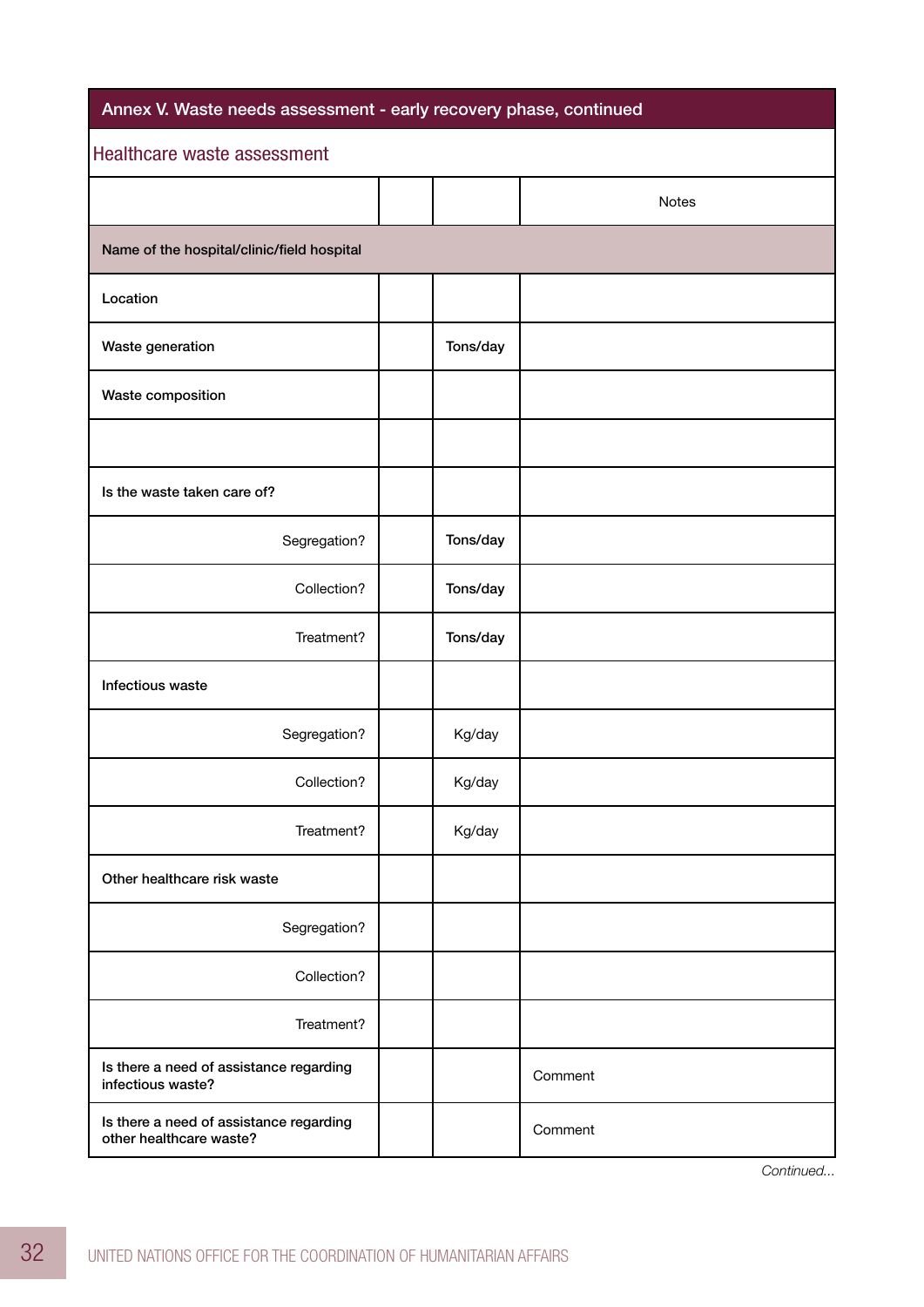## Annex V. Waste needs assessment - early recovery phase, continued

### Healthcare waste assessment

| | | | Notes |
|---|---|---|---|
| Name of the hospital/clinic/field hospital | | | |
| Location | | | |
| Waste generation | | Tons/day | |
| Waste composition | | | |
| | | | |
| Is the waste taken care of? | | | |
| Segregation? | | Tons/day | |
| Collection? | | Tons/day | |
| Treatment? | | Tons/day | |
| Infectious waste | | | |
| Segregation? | | Kg/day | |
| Collection? | | Kg/day | |
| Treatment? | | Kg/day | |
| Other healthcare risk waste | | | |
| Segregation? | | | |
| Collection? | | | |
| Treatment? | | | |
| Is there a need of assistance regarding infectious waste? | | | Comment |
| Is there a need of assistance regarding other healthcare waste? | | | Comment |

*Continued...*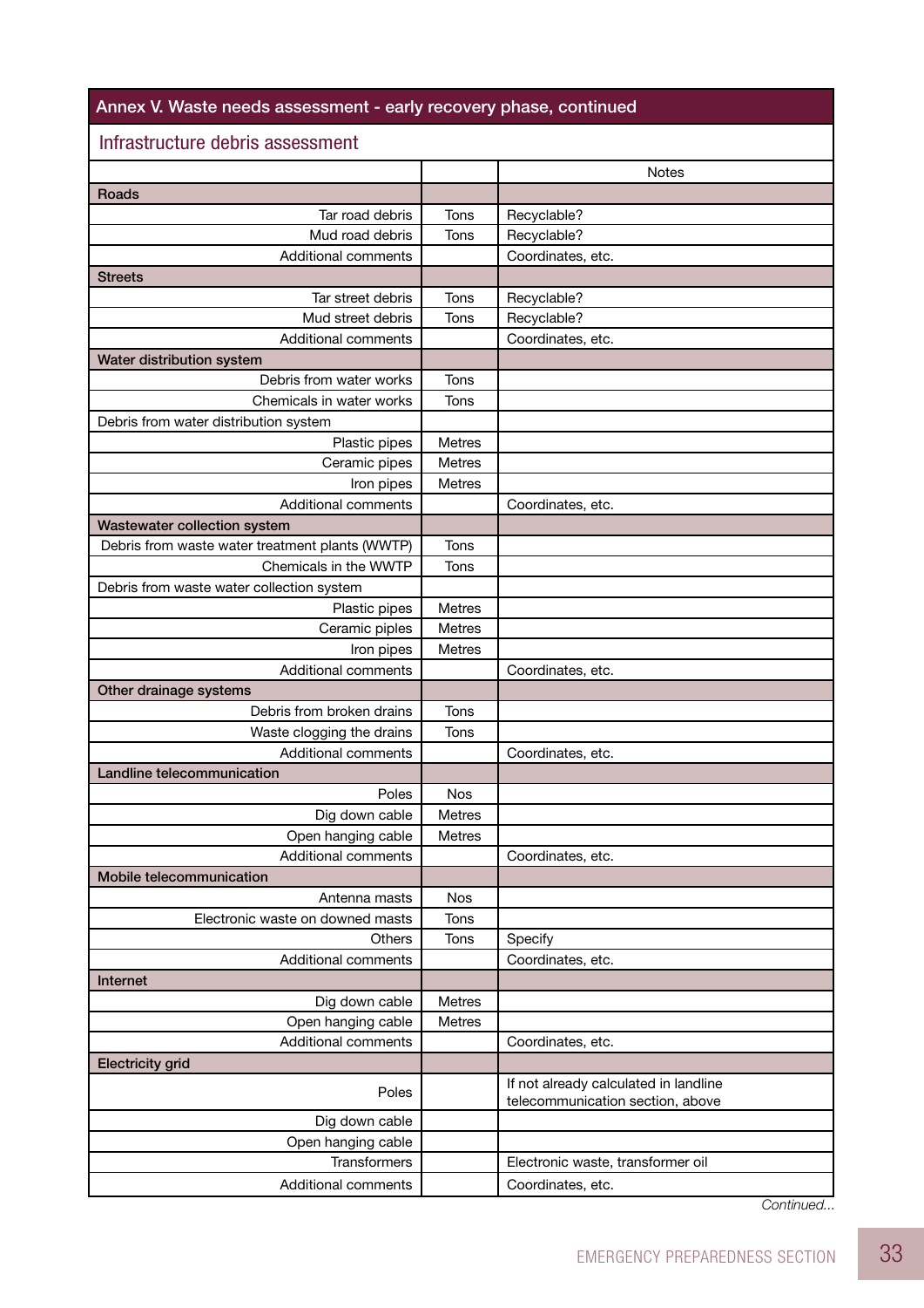## Annex V. Waste needs assessment - early recovery phase, continued

### Infrastructure debris assessment

| | | Notes |
|---|---|---|
| **Roads** | | |
| Tar road debris | Tons | Recyclable? |
| Mud road debris | Tons | Recyclable? |
| Additional comments | | Coordinates, etc. |
| **Streets** | | |
| Tar street debris | Tons | Recyclable? |
| Mud street debris | Tons | Recyclable? |
| Additional comments | | Coordinates, etc. |
| **Water distribution system** | | |
| Debris from water works | Tons | |
| Chemicals in water works | Tons | |
| Debris from water distribution system | | |
| Plastic pipes | Metres | |
| Ceramic pipes | Metres | |
| Iron pipes | Metres | |
| Additional comments | | Coordinates, etc. |
| **Wastewater collection system** | | |
| Debris from waste water treatment plants (WWTP) | Tons | |
| Chemicals in the WWTP | Tons | |
| Debris from waste water collection system | | |
| Plastic pipes | Metres | |
| Ceramic piples | Metres | |
| Iron pipes | Metres | |
| Additional comments | | Coordinates, etc. |
| **Other drainage systems** | | |
| Debris from broken drains | Tons | |
| Waste clogging the drains | Tons | |
| Additional comments | | Coordinates, etc. |
| **Landline telecommunication** | | |
| Poles | Nos | |
| Dig down cable | Metres | |
| Open hanging cable | Metres | |
| Additional comments | | Coordinates, etc. |
| **Mobile telecommunication** | | |
| Antenna masts | Nos | |
| Electronic waste on downed masts | Tons | |
| Others | Tons | Specify |
| Additional comments | | Coordinates, etc. |
| **Internet** | | |
| Dig down cable | Metres | |
| Open hanging cable | Metres | |
| Additional comments | | Coordinates, etc. |
| **Electricity grid** | | |
| Poles | | If not already calculated in landline telecommunication section, above |
| Dig down cable | | |
| Open hanging cable | | |
| Transformers | | Electronic waste, transformer oil |
| Additional comments | | Coordinates, etc. |

*Continued...*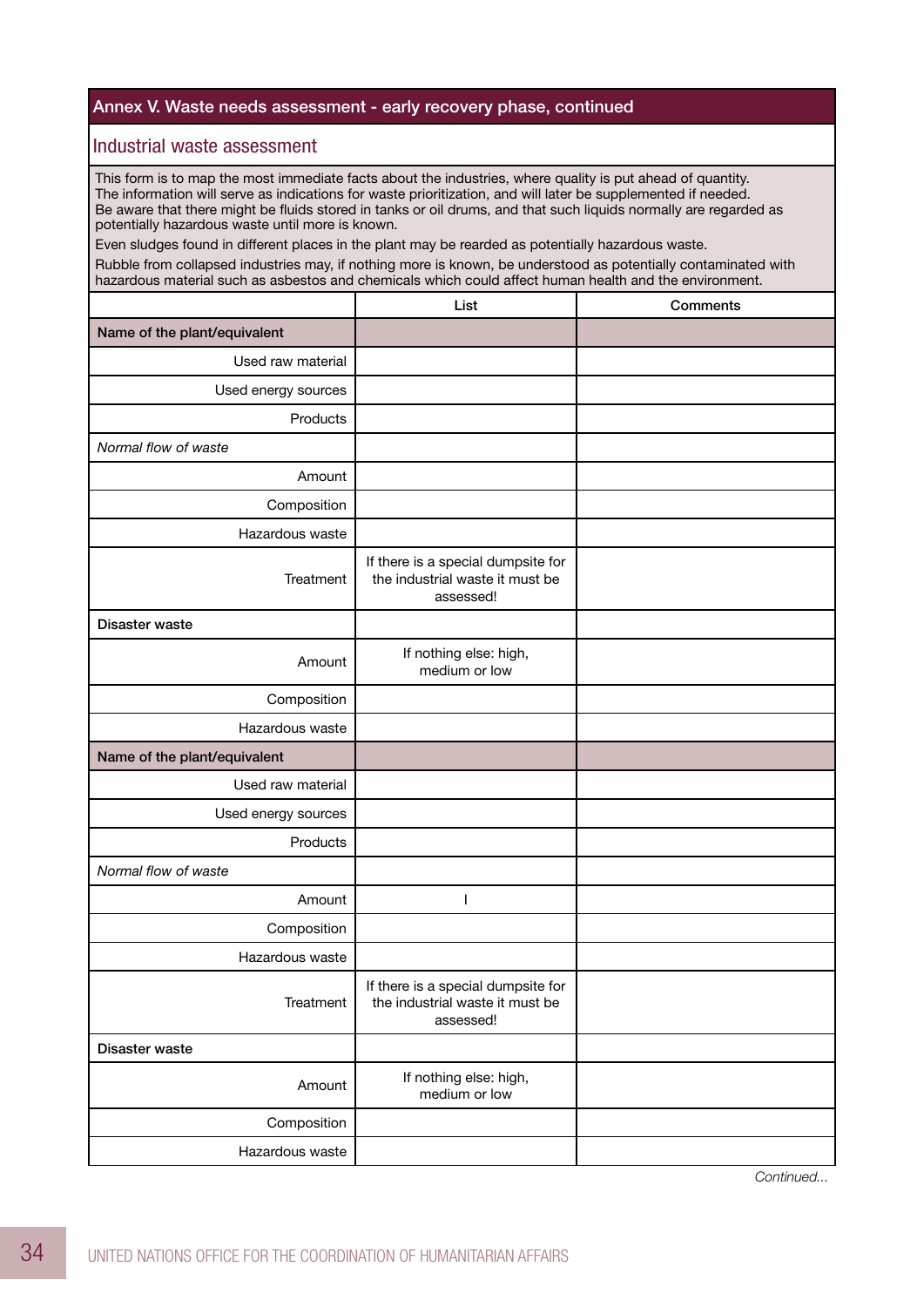## Annex V. Waste needs assessment - early recovery phase, continued

### Industrial waste assessment

This form is to map the most immediate facts about the industries, where quality is put ahead of quantity. The information will serve as indications for waste prioritization, and will later be supplemented if needed. Be aware that there might be fluids stored in tanks or oil drums, and that such liquids normally are regarded as potentially hazardous waste until more is known.

Even sludges found in different places in the plant may be rearded as potentially hazardous waste.

Rubble from collapsed industries may, if nothing more is known, be understood as potentially contaminated with hazardous material such as asbestos and chemicals which could affect human health and the environment.

| | List | Comments |
|---|---|---|
| **Name of the plant/equivalent** | | |
| Used raw material | | |
| Used energy sources | | |
| Products | | |
| *Normal flow of waste* | | |
| Amount | | |
| Composition | | |
| Hazardous waste | | |
| Treatment | If there is a special dumpsite for the industrial waste it must be assessed! | |
| **Disaster waste** | | |
| Amount | If nothing else: high, medium or low | |
| Composition | | |
| Hazardous waste | | |
| **Name of the plant/equivalent** | | |
| Used raw material | | |
| Used energy sources | | |
| Products | | |
| *Normal flow of waste* | | |
| Amount | I | |
| Composition | | |
| Hazardous waste | | |
| Treatment | If there is a special dumpsite for the industrial waste it must be assessed! | |
| **Disaster waste** | | |
| Amount | If nothing else: high, medium or low | |
| Composition | | |
| Hazardous waste | | |

*Continued...*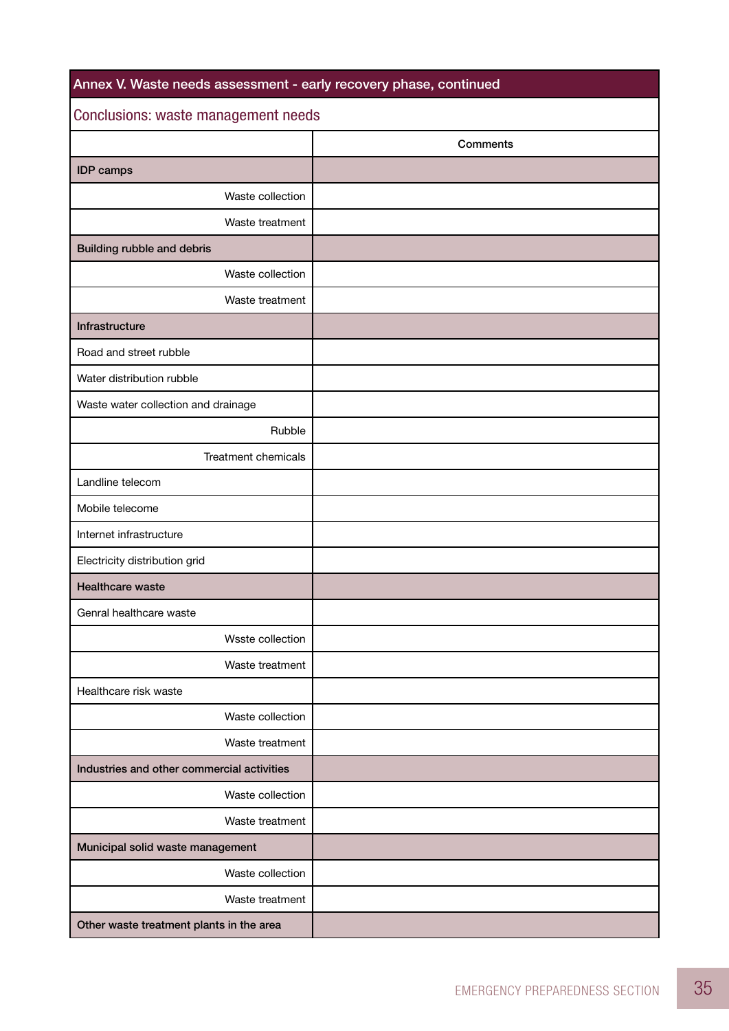| Annex V. Waste needs assessment - early recovery phase, continued | |
|---|---|
| **Conclusions: waste management needs** | |
| | **Comments** |
| **IDP camps** | |
| Waste collection | |
| Waste treatment | |
| **Building rubble and debris** | |
| Waste collection | |
| Waste treatment | |
| **Infrastructure** | |
| Road and street rubble | |
| Water distribution rubble | |
| Waste water collection and drainage | |
| Rubble | |
| Treatment chemicals | |
| Landline telecom | |
| Mobile telecome | |
| Internet infrastructure | |
| Electricity distribution grid | |
| **Healthcare waste** | |
| Genral healthcare waste | |
| Wsste collection | |
| Waste treatment | |
| Healthcare risk waste | |
| Waste collection | |
| Waste treatment | |
| **Industries and other commercial activities** | |
| Waste collection | |
| Waste treatment | |
| **Municipal solid waste management** | |
| Waste collection | |
| Waste treatment | |
| **Other waste treatment plants in the area** | |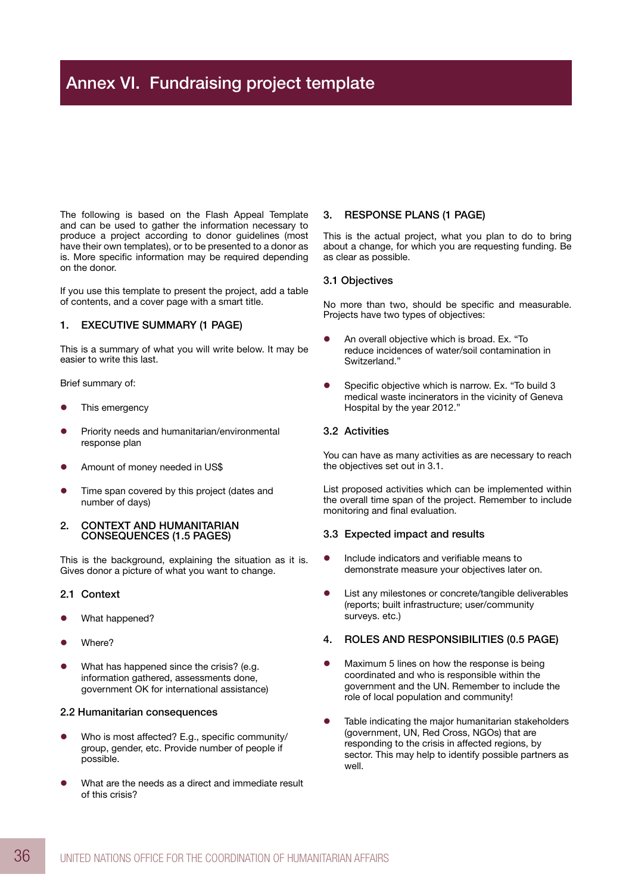# Annex VI. Fundraising project template

The following is based on the Flash Appeal Template and can be used to gather the information necessary to produce a project according to donor guidelines (most have their own templates), or to be presented to a donor as is. More specific information may be required depending on the donor.

If you use this template to present the project, add a table of contents, and a cover page with a smart title.

## 1. EXECUTIVE SUMMARY (1 PAGE)

This is a summary of what you will write below. It may be easier to write this last.

Brief summary of:

- This emergency
- Priority needs and humanitarian/environmental response plan
- Amount of money needed in US$
- Time span covered by this project (dates and number of days)

## 2. CONTEXT AND HUMANITARIAN CONSEQUENCES (1.5 PAGES)

This is the background, explaining the situation as it is. Gives donor a picture of what you want to change.

### 2.1 Context

- What happened?
- Where?
- What has happened since the crisis? (e.g. information gathered, assessments done, government OK for international assistance)

### 2.2 Humanitarian consequences

- Who is most affected? E.g., specific community/group, gender, etc. Provide number of people if possible.
- What are the needs as a direct and immediate result of this crisis?

## 3. RESPONSE PLANS (1 PAGE)

This is the actual project, what you plan to do to bring about a change, for which you are requesting funding. Be as clear as possible.

### 3.1 Objectives

No more than two, should be specific and measurable. Projects have two types of objectives:

- An overall objective which is broad. Ex. "To reduce incidences of water/soil contamination in Switzerland."
- Specific objective which is narrow. Ex. "To build 3 medical waste incinerators in the vicinity of Geneva Hospital by the year 2012."

### 3.2 Activities

You can have as many activities as are necessary to reach the objectives set out in 3.1.

List proposed activities which can be implemented within the overall time span of the project. Remember to include monitoring and final evaluation.

### 3.3 Expected impact and results

- Include indicators and verifiable means to demonstrate measure your objectives later on.
- List any milestones or concrete/tangible deliverables (reports; built infrastructure; user/community surveys. etc.)

## 4. ROLES AND RESPONSIBILITIES (0.5 PAGE)

- Maximum 5 lines on how the response is being coordinated and who is responsible within the government and the UN. Remember to include the role of local population and community!
- Table indicating the major humanitarian stakeholders (government, UN, Red Cross, NGOs) that are responding to the crisis in affected regions, by sector. This may help to identify possible partners as well.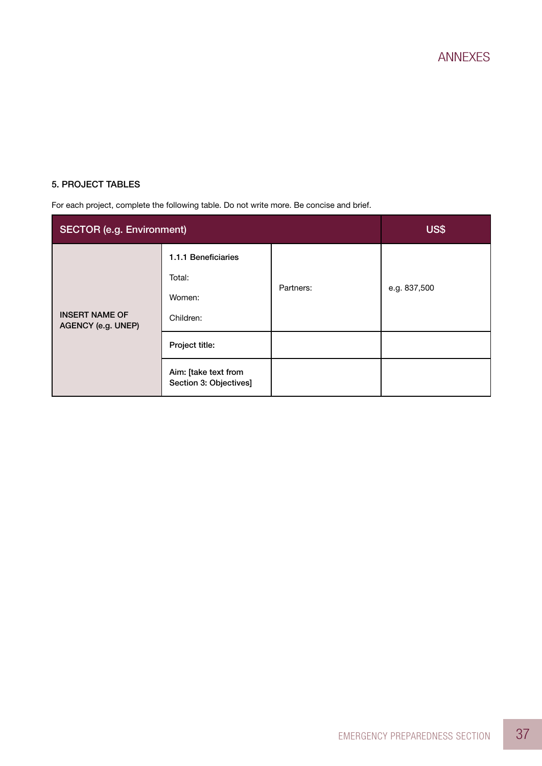### 5. PROJECT TABLES

For each project, complete the following table. Do not write more. Be concise and brief.

| SECTOR (e.g. Environment) | | | US$ |
|---|---|---|---|
| INSERT NAME OF AGENCY (e.g. UNEP) | **1.1.1 Beneficiaries**<br>Total:<br>Women:<br>Children: | Partners: | e.g. 837,500 |
| | **Project title:** | | |
| | **Aim: [take text from Section 3: Objectives]** | | |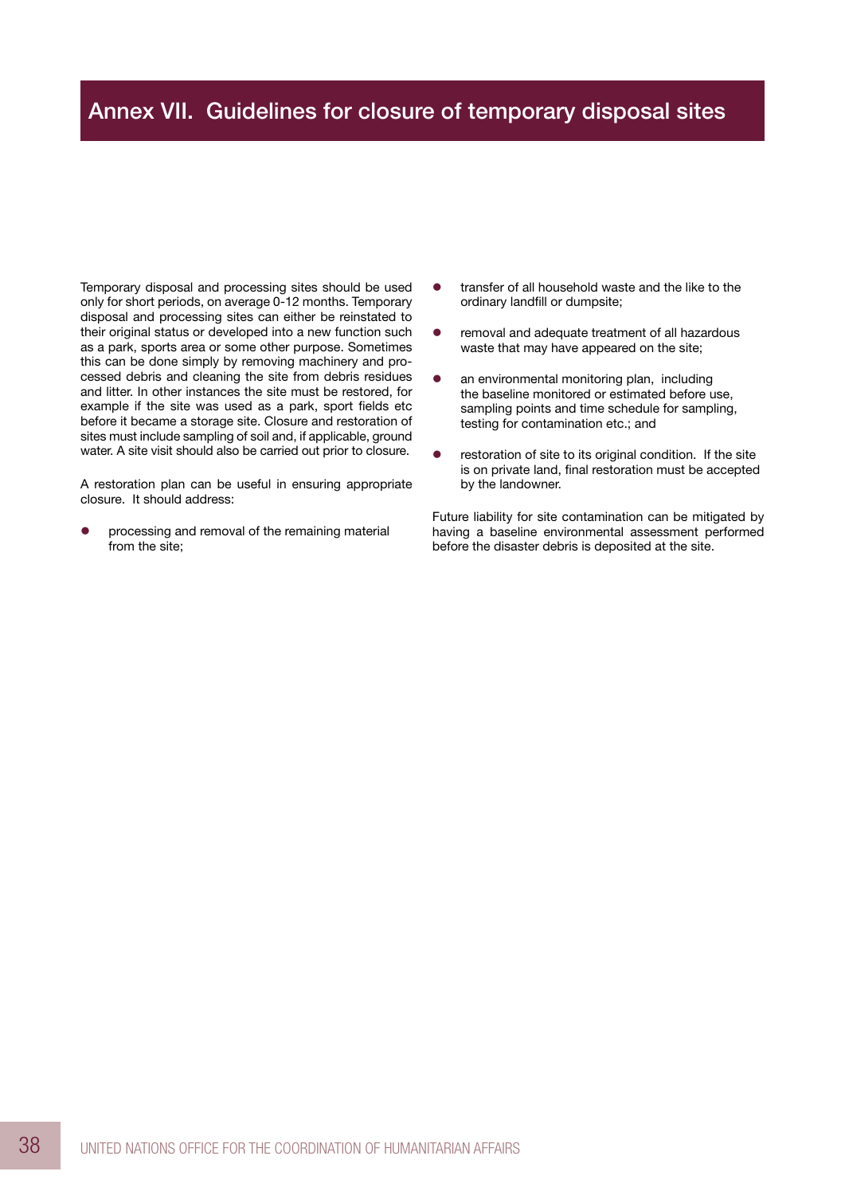# Annex VII. Guidelines for closure of temporary disposal sites

Temporary disposal and processing sites should be used only for short periods, on average 0-12 months. Temporary disposal and processing sites can either be reinstated to their original status or developed into a new function such as a park, sports area or some other purpose. Sometimes this can be done simply by removing machinery and processed debris and cleaning the site from debris residues and litter. In other instances the site must be restored, for example if the site was used as a park, sport fields etc before it became a storage site. Closure and restoration of sites must include sampling of soil and, if applicable, ground water. A site visit should also be carried out prior to closure.

A restoration plan can be useful in ensuring appropriate closure. It should address:

- processing and removal of the remaining material from the site;
- transfer of all household waste and the like to the ordinary landfill or dumpsite;
- removal and adequate treatment of all hazardous waste that may have appeared on the site;
- an environmental monitoring plan, including the baseline monitored or estimated before use, sampling points and time schedule for sampling, testing for contamination etc.; and
- restoration of site to its original condition. If the site is on private land, final restoration must be accepted by the landowner.

Future liability for site contamination can be mitigated by having a baseline environmental assessment performed before the disaster debris is deposited at the site.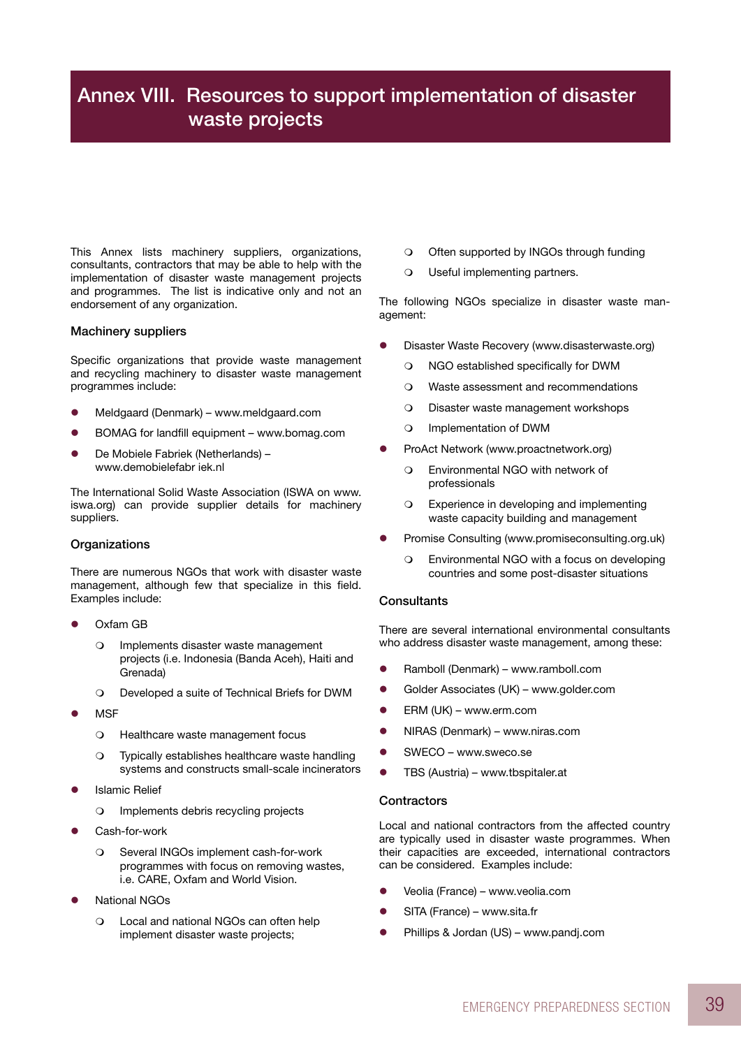# Annex VIII. Resources to support implementation of disaster waste projects

This Annex lists machinery suppliers, organizations, consultants, contractors that may be able to help with the implementation of disaster waste management projects and programmes. The list is indicative only and not an endorsement of any organization.

### Machinery suppliers

Specific organizations that provide waste management and recycling machinery to disaster waste management programmes include:

- Meldgaard (Denmark) – www.meldgaard.com
- BOMAG for landfill equipment – www.bomag.com
- De Mobiele Fabriek (Netherlands) – www.demobielefabr iek.nl

The International Solid Waste Association (ISWA on www.iswa.org) can provide supplier details for machinery suppliers.

### Organizations

There are numerous NGOs that work with disaster waste management, although few that specialize in this field. Examples include:

- Oxfam GB
  - Implements disaster waste management projects (i.e. Indonesia (Banda Aceh), Haiti and Grenada)
  - Developed a suite of Technical Briefs for DWM
- MSF
  - Healthcare waste management focus
  - Typically establishes healthcare waste handling systems and constructs small-scale incinerators
- Islamic Relief
  - Implements debris recycling projects
- Cash-for-work
  - Several INGOs implement cash-for-work programmes with focus on removing wastes, i.e. CARE, Oxfam and World Vision.
- National NGOs
  - Local and national NGOs can often help implement disaster waste projects;
  - Often supported by INGOs through funding
  - Useful implementing partners.

The following NGOs specialize in disaster waste management:

- Disaster Waste Recovery (www.disasterwaste.org)
  - NGO established specifically for DWM
  - Waste assessment and recommendations
  - Disaster waste management workshops
  - Implementation of DWM
- ProAct Network (www.proactnetwork.org)
  - Environmental NGO with network of professionals
  - Experience in developing and implementing waste capacity building and management
- Promise Consulting (www.promiseconsulting.org.uk)
  - Environmental NGO with a focus on developing countries and some post-disaster situations

### Consultants

There are several international environmental consultants who address disaster waste management, among these:

- Ramboll (Denmark) – www.ramboll.com
- Golder Associates (UK) – www.golder.com
- ERM (UK) – www.erm.com
- NIRAS (Denmark) – www.niras.com
- SWECO – www.sweco.se
- TBS (Austria) – www.tbspitaler.at

### Contractors

Local and national contractors from the affected country are typically used in disaster waste programmes. When their capacities are exceeded, international contractors can be considered. Examples include:

- Veolia (France) – www.veolia.com
- SITA (France) – www.sita.fr
- Phillips & Jordan (US) – www.pandj.com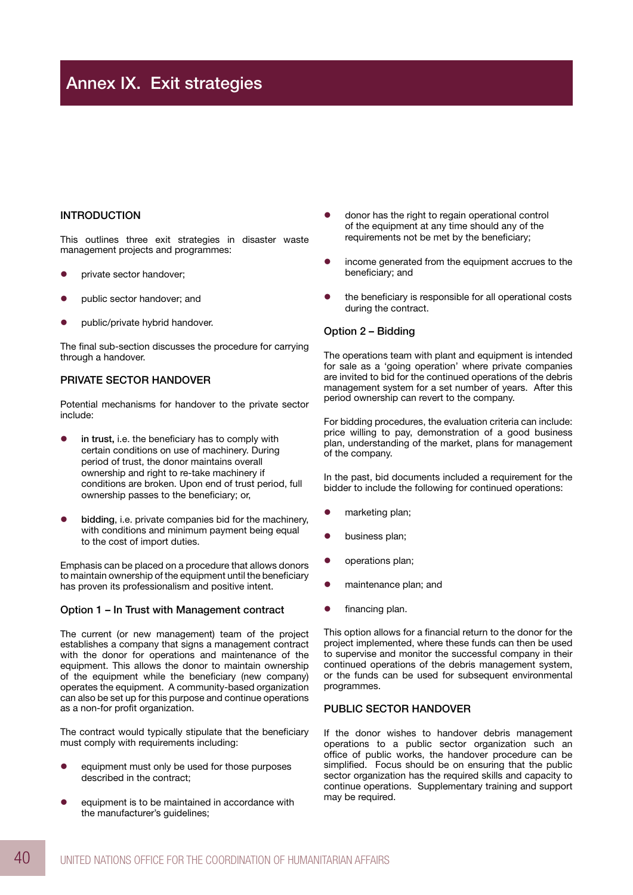# Annex IX. Exit strategies

## INTRODUCTION

This outlines three exit strategies in disaster waste management projects and programmes:

- private sector handover;
- public sector handover; and
- public/private hybrid handover.

The final sub-section discusses the procedure for carrying through a handover.

## PRIVATE SECTOR HANDOVER

Potential mechanisms for handover to the private sector include:

- **in trust,** i.e. the beneficiary has to comply with certain conditions on use of machinery. During period of trust, the donor maintains overall ownership and right to re-take machinery if conditions are broken. Upon end of trust period, full ownership passes to the beneficiary; or,
- **bidding**, i.e. private companies bid for the machinery, with conditions and minimum payment being equal to the cost of import duties.

Emphasis can be placed on a procedure that allows donors to maintain ownership of the equipment until the beneficiary has proven its professionalism and positive intent.

### Option 1 – In Trust with Management contract

The current (or new management) team of the project establishes a company that signs a management contract with the donor for operations and maintenance of the equipment. This allows the donor to maintain ownership of the equipment while the beneficiary (new company) operates the equipment. A community-based organization can also be set up for this purpose and continue operations as a non-for profit organization.

The contract would typically stipulate that the beneficiary must comply with requirements including:

- equipment must only be used for those purposes described in the contract;
- equipment is to be maintained in accordance with the manufacturer's guidelines;
- donor has the right to regain operational control of the equipment at any time should any of the requirements not be met by the beneficiary;
- income generated from the equipment accrues to the beneficiary; and
- the beneficiary is responsible for all operational costs during the contract.

### Option 2 – Bidding

The operations team with plant and equipment is intended for sale as a 'going operation' where private companies are invited to bid for the continued operations of the debris management system for a set number of years. After this period ownership can revert to the company.

For bidding procedures, the evaluation criteria can include: price willing to pay, demonstration of a good business plan, understanding of the market, plans for management of the company.

In the past, bid documents included a requirement for the bidder to include the following for continued operations:

- marketing plan;
- business plan;
- operations plan;
- maintenance plan; and
- financing plan.

This option allows for a financial return to the donor for the project implemented, where these funds can then be used to supervise and monitor the successful company in their continued operations of the debris management system, or the funds can be used for subsequent environmental programmes.

## PUBLIC SECTOR HANDOVER

If the donor wishes to handover debris management operations to a public sector organization such an office of public works, the handover procedure can be simplified. Focus should be on ensuring that the public sector organization has the required skills and capacity to continue operations. Supplementary training and support may be required.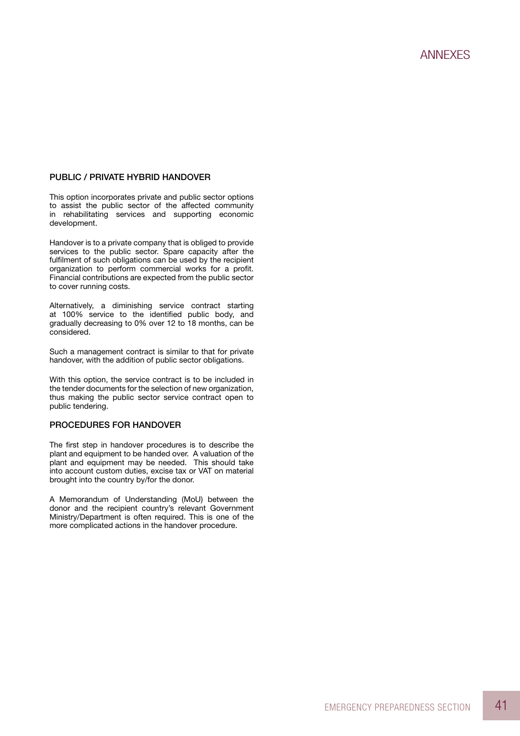## PUBLIC / PRIVATE HYBRID HANDOVER

This option incorporates private and public sector options to assist the public sector of the affected community in rehabilitating services and supporting economic development.

Handover is to a private company that is obliged to provide services to the public sector. Spare capacity after the fulfilment of such obligations can be used by the recipient organization to perform commercial works for a profit. Financial contributions are expected from the public sector to cover running costs.

Alternatively, a diminishing service contract starting at 100% service to the identified public body, and gradually decreasing to 0% over 12 to 18 months, can be considered.

Such a management contract is similar to that for private handover, with the addition of public sector obligations.

With this option, the service contract is to be included in the tender documents for the selection of new organization, thus making the public sector service contract open to public tendering.

## PROCEDURES FOR HANDOVER

The first step in handover procedures is to describe the plant and equipment to be handed over. A valuation of the plant and equipment may be needed. This should take into account custom duties, excise tax or VAT on material brought into the country by/for the donor.

A Memorandum of Understanding (MoU) between the donor and the recipient country's relevant Government Ministry/Department is often required. This is one of the more complicated actions in the handover procedure.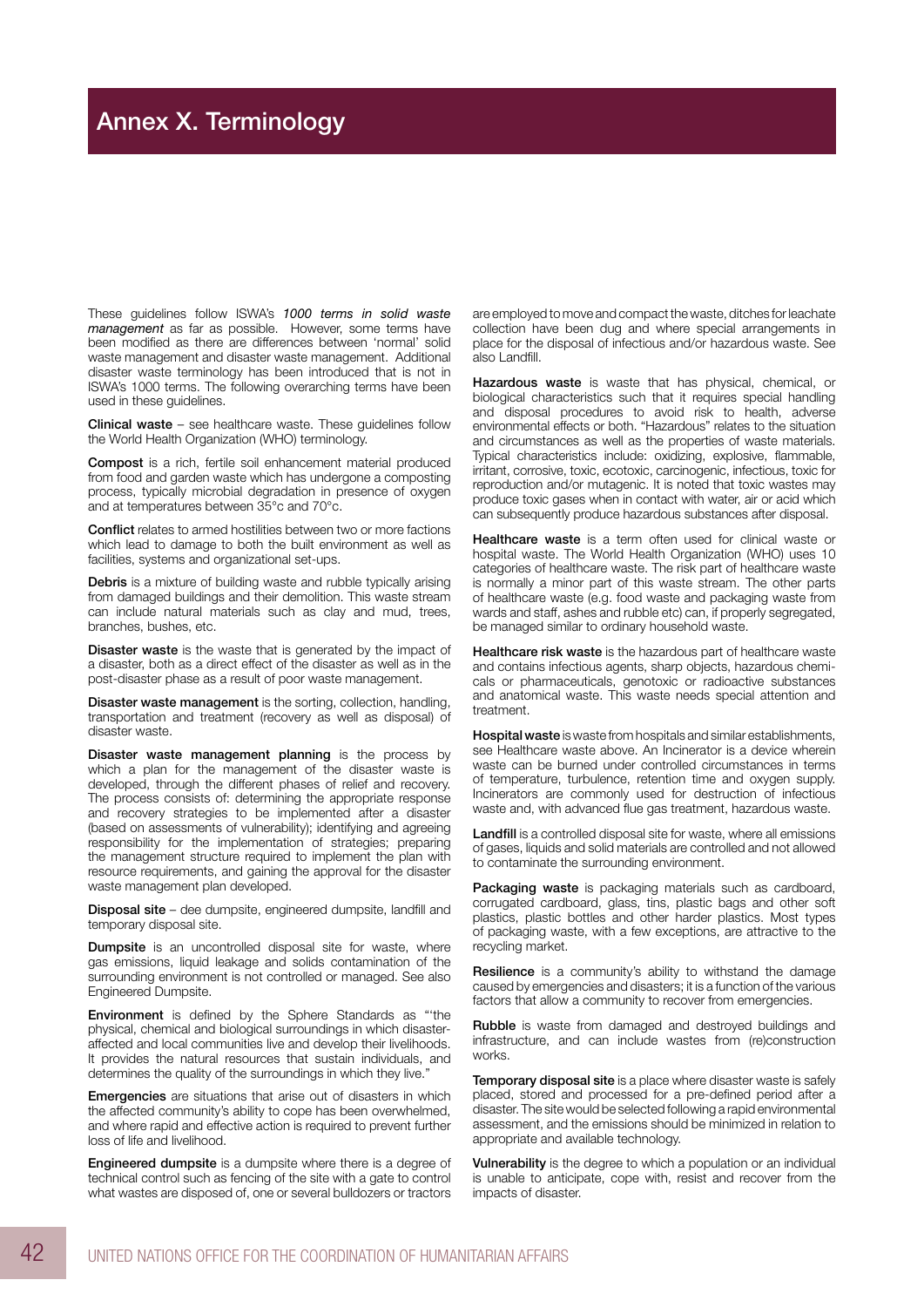# Annex X. Terminology

These guidelines follow ISWA's *1000 terms in solid waste management* as far as possible. However, some terms have been modified as there are differences between 'normal' solid waste management and disaster waste management. Additional disaster waste terminology has been introduced that is not in ISWA's 1000 terms. The following overarching terms have been used in these guidelines.

**Clinical waste** – see healthcare waste. These guidelines follow the World Health Organization (WHO) terminology.

**Compost** is a rich, fertile soil enhancement material produced from food and garden waste which has undergone a composting process, typically microbial degradation in presence of oxygen and at temperatures between 35°c and 70°c.

**Conflict** relates to armed hostilities between two or more factions which lead to damage to both the built environment as well as facilities, systems and organizational set-ups.

**Debris** is a mixture of building waste and rubble typically arising from damaged buildings and their demolition. This waste stream can include natural materials such as clay and mud, trees, branches, bushes, etc.

**Disaster waste** is the waste that is generated by the impact of a disaster, both as a direct effect of the disaster as well as in the post-disaster phase as a result of poor waste management.

**Disaster waste management** is the sorting, collection, handling, transportation and treatment (recovery as well as disposal) of disaster waste.

**Disaster waste management planning** is the process by which a plan for the management of the disaster waste is developed, through the different phases of relief and recovery. The process consists of: determining the appropriate response and recovery strategies to be implemented after a disaster (based on assessments of vulnerability); identifying and agreeing responsibility for the implementation of strategies; preparing the management structure required to implement the plan with resource requirements, and gaining the approval for the disaster waste management plan developed.

**Disposal site** – dee dumpsite, engineered dumpsite, landfill and temporary disposal site.

**Dumpsite** is an uncontrolled disposal site for waste, where gas emissions, liquid leakage and solids contamination of the surrounding environment is not controlled or managed. See also Engineered Dumpsite.

**Environment** is defined by the Sphere Standards as "'the physical, chemical and biological surroundings in which disaster-affected and local communities live and develop their livelihoods. It provides the natural resources that sustain individuals, and determines the quality of the surroundings in which they live."

**Emergencies** are situations that arise out of disasters in which the affected community's ability to cope has been overwhelmed, and where rapid and effective action is required to prevent further loss of life and livelihood.

**Engineered dumpsite** is a dumpsite where there is a degree of technical control such as fencing of the site with a gate to control what wastes are disposed of, one or several bulldozers or tractors are employed to move and compact the waste, ditches for leachate collection have been dug and where special arrangements in place for the disposal of infectious and/or hazardous waste. See also Landfill.

**Hazardous waste** is waste that has physical, chemical, or biological characteristics such that it requires special handling and disposal procedures to avoid risk to health, adverse environmental effects or both. "Hazardous" relates to the situation and circumstances as well as the properties of waste materials. Typical characteristics include: oxidizing, explosive, flammable, irritant, corrosive, toxic, ecotoxic, carcinogenic, infectious, toxic for reproduction and/or mutagenic. It is noted that toxic wastes may produce toxic gases when in contact with water, air or acid which can subsequently produce hazardous substances after disposal.

**Healthcare waste** is a term often used for clinical waste or hospital waste. The World Health Organization (WHO) uses 10 categories of healthcare waste. The risk part of healthcare waste is normally a minor part of this waste stream. The other parts of healthcare waste (e.g. food waste and packaging waste from wards and staff, ashes and rubble etc) can, if properly segregated, be managed similar to ordinary household waste.

**Healthcare risk waste** is the hazardous part of healthcare waste and contains infectious agents, sharp objects, hazardous chemicals or pharmaceuticals, genotoxic or radioactive substances and anatomical waste. This waste needs special attention and treatment.

**Hospital waste** is waste from hospitals and similar establishments, see Healthcare waste above. An Incinerator is a device wherein waste can be burned under controlled circumstances in terms of temperature, turbulence, retention time and oxygen supply. Incinerators are commonly used for destruction of infectious waste and, with advanced flue gas treatment, hazardous waste.

**Landfill** is a controlled disposal site for waste, where all emissions of gases, liquids and solid materials are controlled and not allowed to contaminate the surrounding environment.

**Packaging waste** is packaging materials such as cardboard, corrugated cardboard, glass, tins, plastic bags and other soft plastics, plastic bottles and other harder plastics. Most types of packaging waste, with a few exceptions, are attractive to the recycling market.

**Resilience** is a community's ability to withstand the damage caused by emergencies and disasters; it is a function of the various factors that allow a community to recover from emergencies.

**Rubble** is waste from damaged and destroyed buildings and infrastructure, and can include wastes from (re)construction works.

**Temporary disposal site** is a place where disaster waste is safely placed, stored and processed for a pre-defined period after a disaster. The site would be selected following a rapid environmental assessment, and the emissions should be minimized in relation to appropriate and available technology.

**Vulnerability** is the degree to which a population or an individual is unable to anticipate, cope with, resist and recover from the impacts of disaster.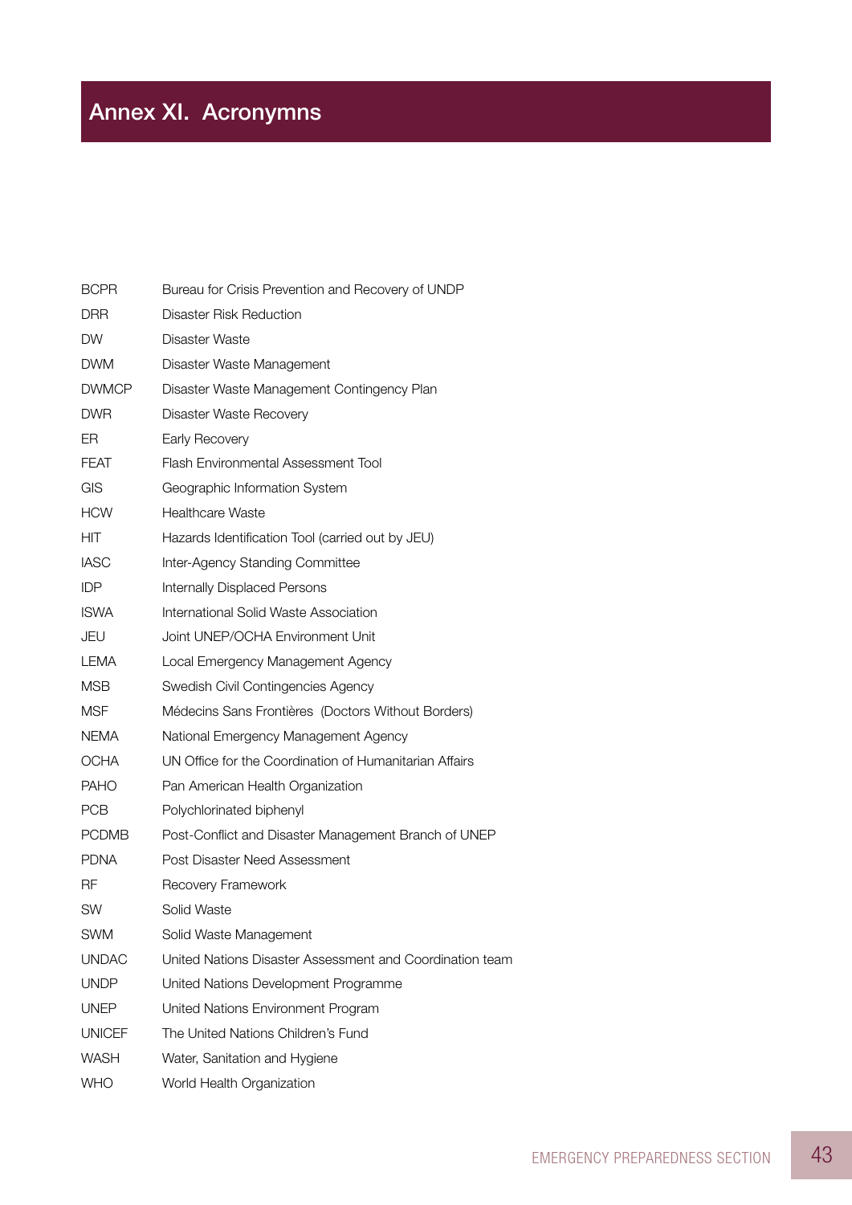# Annex XI. Acronymns

| | |
|---|---|
| BCPR | Bureau for Crisis Prevention and Recovery of UNDP |
| DRR | Disaster Risk Reduction |
| DW | Disaster Waste |
| DWM | Disaster Waste Management |
| DWMCP | Disaster Waste Management Contingency Plan |
| DWR | Disaster Waste Recovery |
| ER | Early Recovery |
| FEAT | Flash Environmental Assessment Tool |
| GIS | Geographic Information System |
| HCW | Healthcare Waste |
| HIT | Hazards Identification Tool (carried out by JEU) |
| IASC | Inter-Agency Standing Committee |
| IDP | Internally Displaced Persons |
| ISWA | International Solid Waste Association |
| JEU | Joint UNEP/OCHA Environment Unit |
| LEMA | Local Emergency Management Agency |
| MSB | Swedish Civil Contingencies Agency |
| MSF | Médecins Sans Frontières (Doctors Without Borders) |
| NEMA | National Emergency Management Agency |
| OCHA | UN Office for the Coordination of Humanitarian Affairs |
| PAHO | Pan American Health Organization |
| PCB | Polychlorinated biphenyl |
| PCDMB | Post-Conflict and Disaster Management Branch of UNEP |
| PDNA | Post Disaster Need Assessment |
| RF | Recovery Framework |
| SW | Solid Waste |
| SWM | Solid Waste Management |
| UNDAC | United Nations Disaster Assessment and Coordination team |
| UNDP | United Nations Development Programme |
| UNEP | United Nations Environment Program |
| UNICEF | The United Nations Children's Fund |
| WASH | Water, Sanitation and Hygiene |
| WHO | World Health Organization |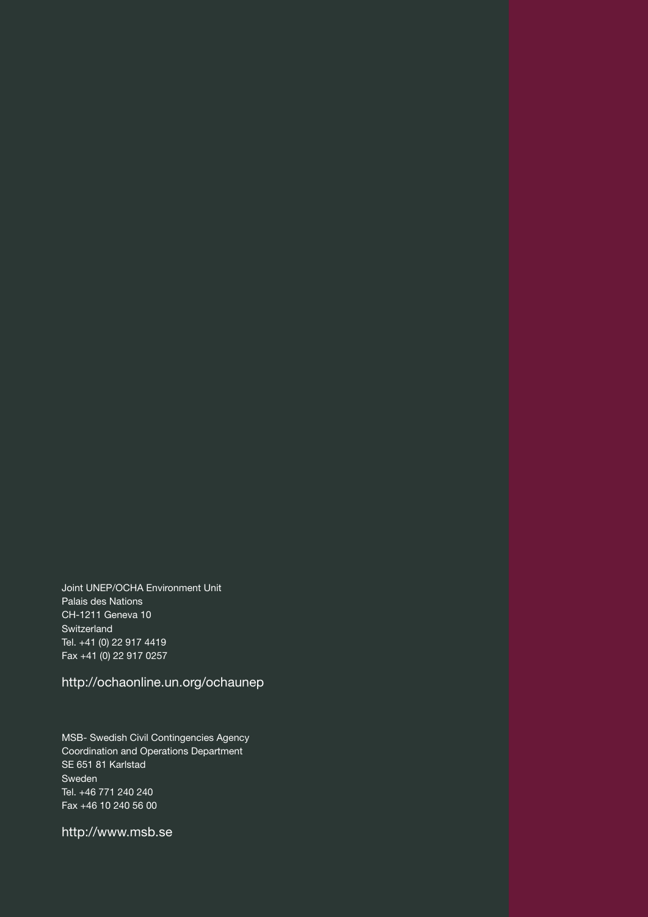Joint UNEP/OCHA Environment Unit
Palais des Nations
CH-1211 Geneva 10
Switzerland
Tel. +41 (0) 22 917 4419
Fax +41 (0) 22 917 0257

http://ochaonline.un.org/ochaunep

MSB- Swedish Civil Contingencies Agency
Coordination and Operations Department
SE 651 81 Karlstad
Sweden
Tel. +46 771 240 240
Fax +46 10 240 56 00

http://www.msb.se